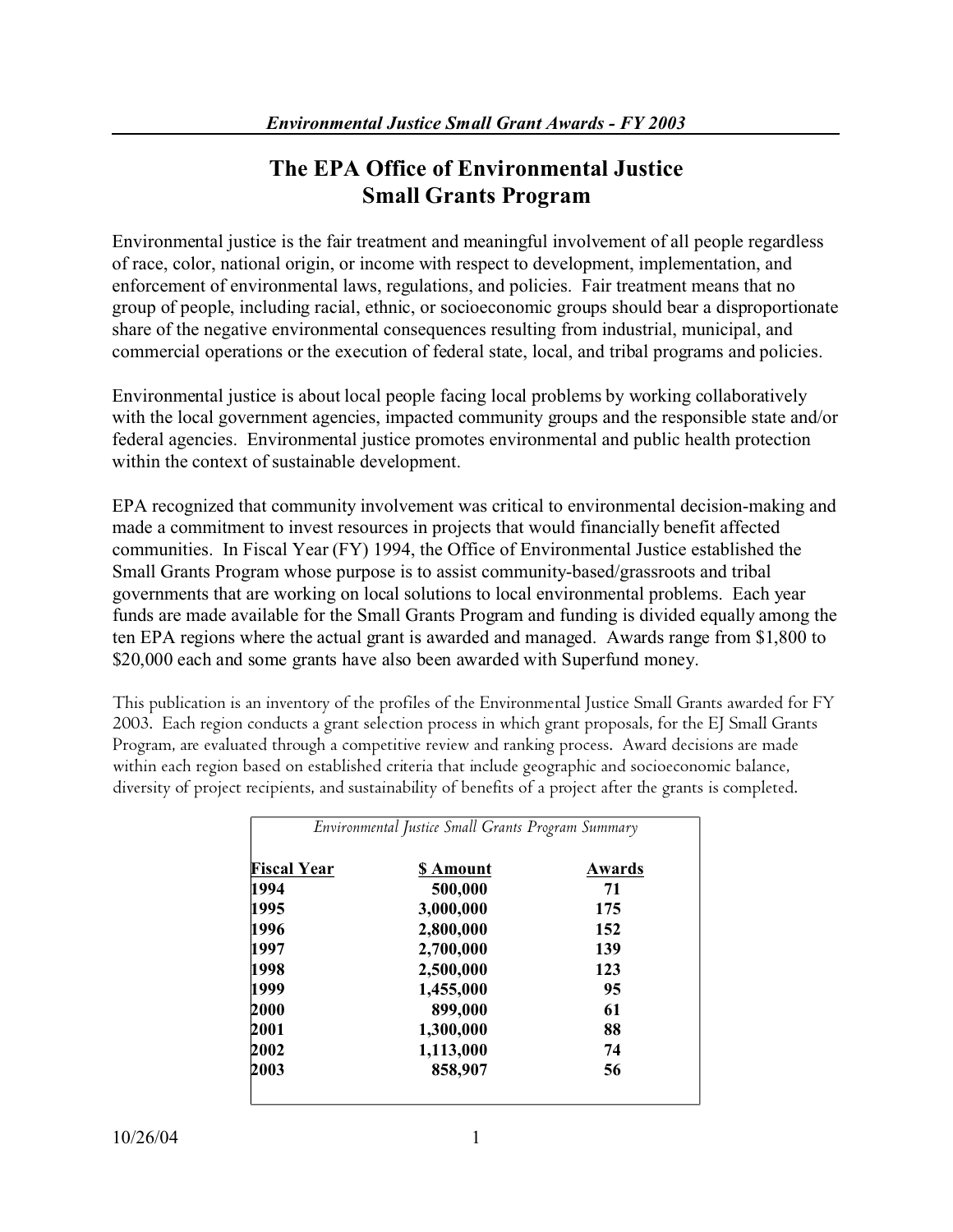# The EPA Office of Environmental Justice Small Grants Program

Environmental justice is the fair treatment and meaningful involvement of all people regardless of race, color, national origin, or income with respect to development, implementation, and enforcement of environmental laws, regulations, and policies. Fair treatment means that no group of people, including racial, ethnic, or socioeconomic groups should bear a disproportionate share of the negative environmental consequences resulting from industrial, municipal, and commercial operations or the execution of federal state, local, and tribal programs and policies.

Environmental justice is about local people facing local problems by working collaboratively with the local government agencies, impacted community groups and the responsible state and/or federal agencies. Environmental justice promotes environmental and public health protection within the context of sustainable development.

EPA recognized that community involvement was critical to environmental decision-making and made a commitment to invest resources in projects that would financially benefit affected communities. In Fiscal Year (FY) 1994, the Office of Environmental Justice established the Small Grants Program whose purpose is to assist community-based/grassroots and tribal governments that are working on local solutions to local environmental problems. Each year funds are made available for the Small Grants Program and funding is divided equally among the ten EPA regions where the actual grant is awarded and managed. Awards range from $1,800 to $20,000 each and some grants have also been awarded with Superfund money.

This publication is an inventory of the profiles of the Environmental Justice Small Grants awarded for FY 2003. Each region conducts a grant selection process in which grant proposals, for the EJ Small Grants Program, are evaluated through a competitive review and ranking process. Award decisions are made within each region based on established criteria that include geographic and socioeconomic balance, diversity of project recipients, and sustainability of benefits of a project after the grants is completed.

*Environmental Justice Small Grants Program Summary*

| Fiscal Year | $ Amount | Awards |
|---|---|---|
| 1994 | 500,000 | 71 |
| 1995 | 3,000,000 | 175 |
| 1996 | 2,800,000 | 152 |
| 1997 | 2,700,000 | 139 |
| 1998 | 2,500,000 | 123 |
| 1999 | 1,455,000 | 95 |
| 2000 | 899,000 | 61 |
| 2001 | 1,300,000 | 88 |
| 2002 | 1,113,000 | 74 |
| 2003 | 858,907 | 56 |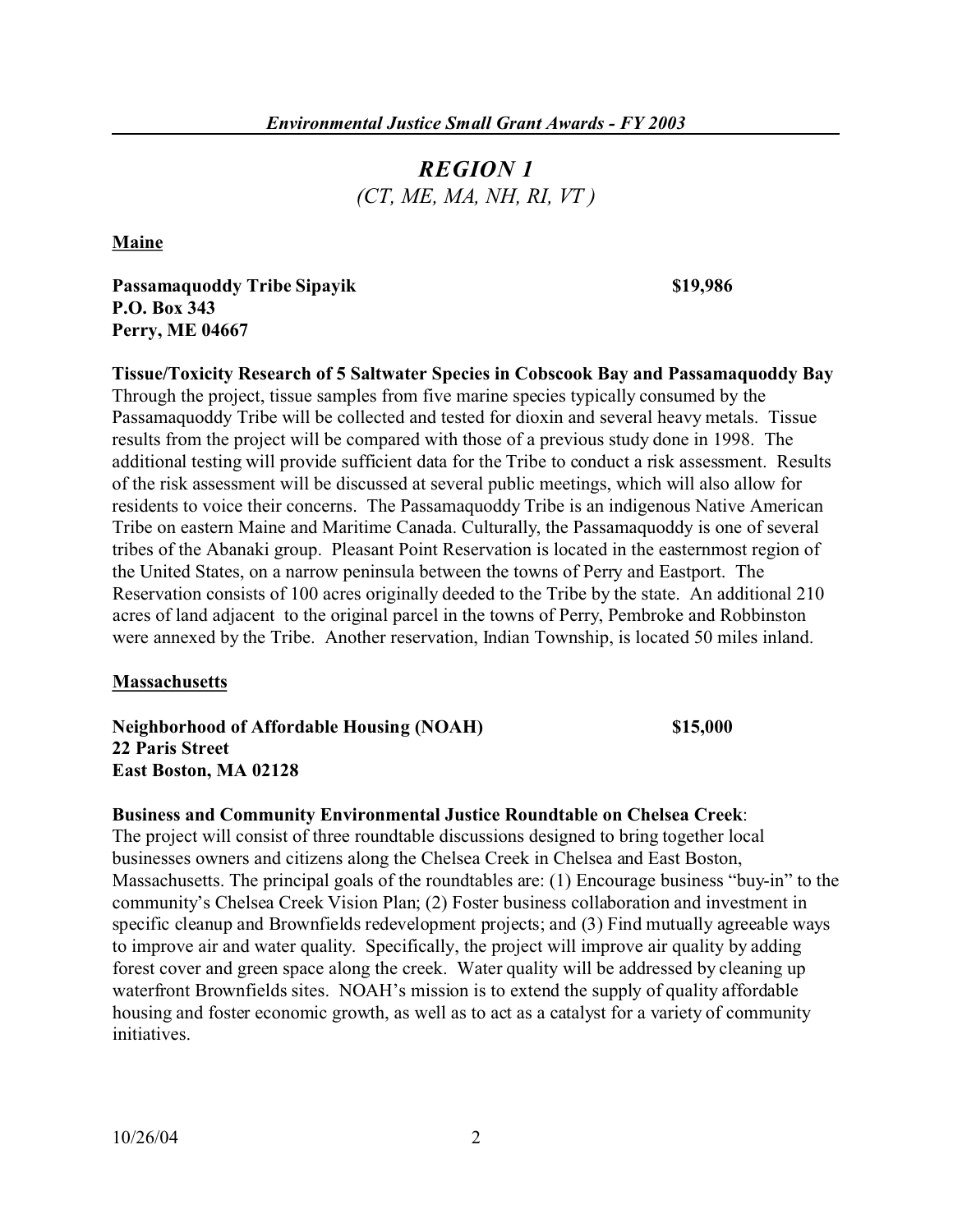# REGION 1

*(CT, ME, MA, NH, RI, VT )*

**Maine**

**Passamaquoddy Tribe Sipayik** **$19,986**
**P.O. Box 343**
**Perry, ME 04667**

**Tissue/Toxicity Research of 5 Saltwater Species in Cobscook Bay and Passamaquoddy Bay**
Through the project, tissue samples from five marine species typically consumed by the Passamaquoddy Tribe will be collected and tested for dioxin and several heavy metals. Tissue results from the project will be compared with those of a previous study done in 1998. The additional testing will provide sufficient data for the Tribe to conduct a risk assessment. Results of the risk assessment will be discussed at several public meetings, which will also allow for residents to voice their concerns. The Passamaquoddy Tribe is an indigenous Native American Tribe on eastern Maine and Maritime Canada. Culturally, the Passamaquoddy is one of several tribes of the Abanaki group. Pleasant Point Reservation is located in the easternmost region of the United States, on a narrow peninsula between the towns of Perry and Eastport. The Reservation consists of 100 acres originally deeded to the Tribe by the state. An additional 210 acres of land adjacent to the original parcel in the towns of Perry, Pembroke and Robbinston were annexed by the Tribe. Another reservation, Indian Township, is located 50 miles inland.

**Massachusetts**

**Neighborhood of Affordable Housing (NOAH)** **$15,000**
**22 Paris Street**
**East Boston, MA 02128**

**Business and Community Environmental Justice Roundtable on Chelsea Creek**:
The project will consist of three roundtable discussions designed to bring together local businesses owners and citizens along the Chelsea Creek in Chelsea and East Boston, Massachusetts. The principal goals of the roundtables are: (1) Encourage business "buy-in" to the community's Chelsea Creek Vision Plan; (2) Foster business collaboration and investment in specific cleanup and Brownfields redevelopment projects; and (3) Find mutually agreeable ways to improve air and water quality. Specifically, the project will improve air quality by adding forest cover and green space along the creek. Water quality will be addressed by cleaning up waterfront Brownfields sites. NOAH's mission is to extend the supply of quality affordable housing and foster economic growth, as well as to act as a catalyst for a variety of community initiatives.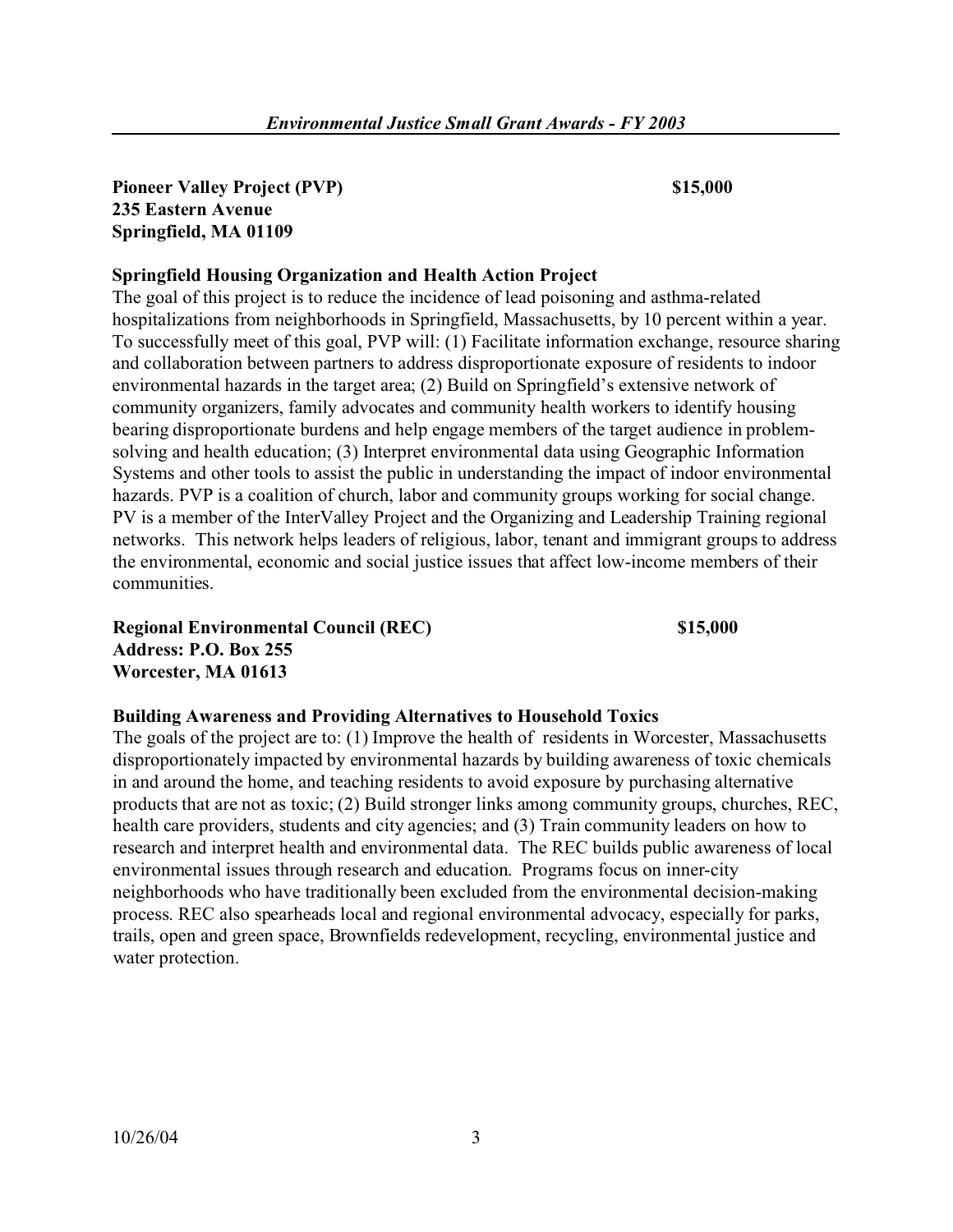**Pioneer Valley Project (PVP)** **$15,000**
**235 Eastern Avenue**
**Springfield, MA 01109**

**Springfield Housing Organization and Health Action Project**

The goal of this project is to reduce the incidence of lead poisoning and asthma-related hospitalizations from neighborhoods in Springfield, Massachusetts, by 10 percent within a year. To successfully meet of this goal, PVP will: (1) Facilitate information exchange, resource sharing and collaboration between partners to address disproportionate exposure of residents to indoor environmental hazards in the target area; (2) Build on Springfield's extensive network of community organizers, family advocates and community health workers to identify housing bearing disproportionate burdens and help engage members of the target audience in problem-solving and health education; (3) Interpret environmental data using Geographic Information Systems and other tools to assist the public in understanding the impact of indoor environmental hazards. PVP is a coalition of church, labor and community groups working for social change. PV is a member of the InterValley Project and the Organizing and Leadership Training regional networks. This network helps leaders of religious, labor, tenant and immigrant groups to address the environmental, economic and social justice issues that affect low-income members of their communities.

**Regional Environmental Council (REC)** **$15,000**
**Address: P.O. Box 255**
**Worcester, MA 01613**

**Building Awareness and Providing Alternatives to Household Toxics**

The goals of the project are to: (1) Improve the health of residents in Worcester, Massachusetts disproportionately impacted by environmental hazards by building awareness of toxic chemicals in and around the home, and teaching residents to avoid exposure by purchasing alternative products that are not as toxic; (2) Build stronger links among community groups, churches, REC, health care providers, students and city agencies; and (3) Train community leaders on how to research and interpret health and environmental data. The REC builds public awareness of local environmental issues through research and education. Programs focus on inner-city neighborhoods who have traditionally been excluded from the environmental decision-making process. REC also spearheads local and regional environmental advocacy, especially for parks, trails, open and green space, Brownfields redevelopment, recycling, environmental justice and water protection.

10/26/04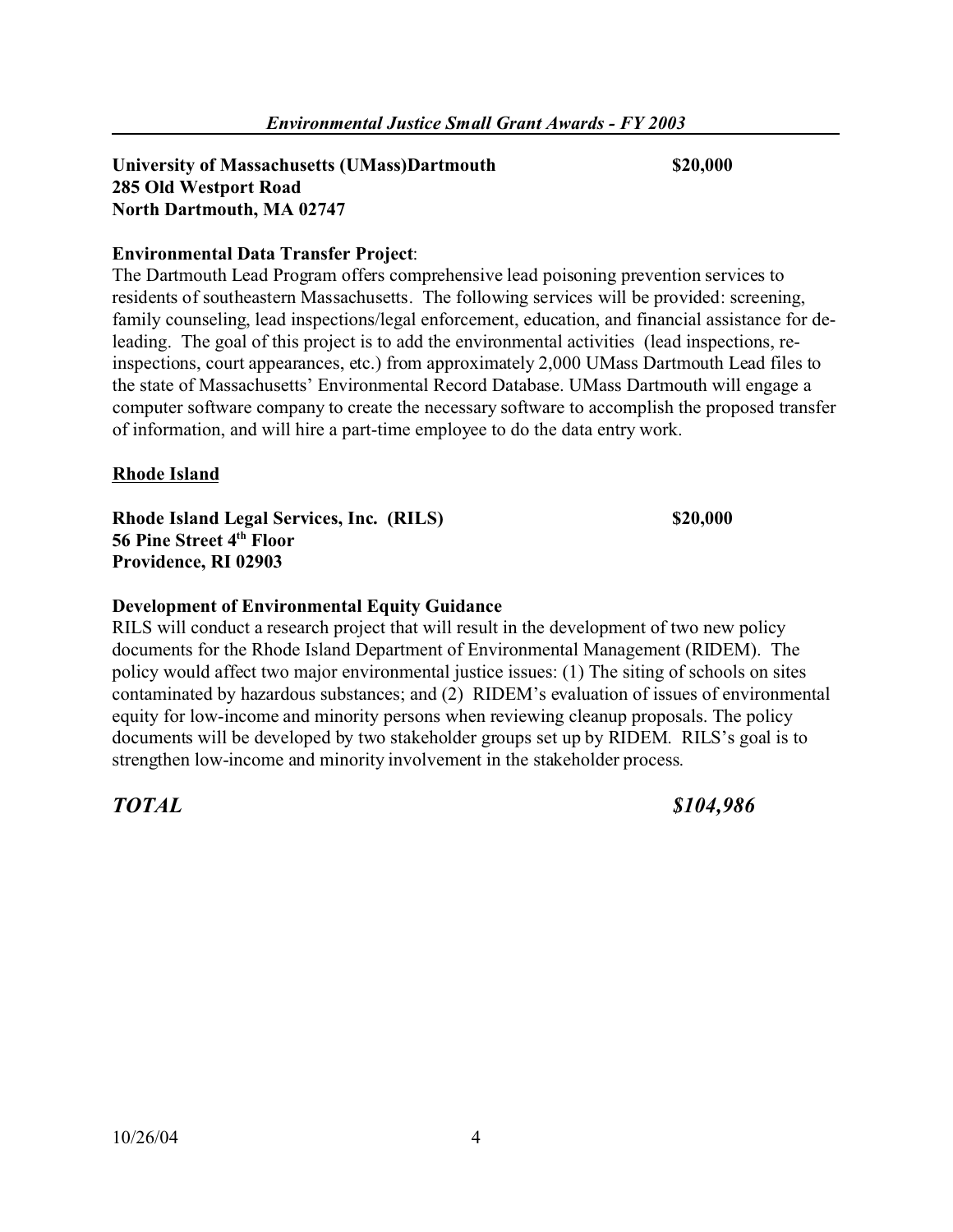**University of Massachusetts (UMass)Dartmouth** **$20,000**
**285 Old Westport Road**
**North Dartmouth, MA 02747**

**Environmental Data Transfer Project**:
The Dartmouth Lead Program offers comprehensive lead poisoning prevention services to residents of southeastern Massachusetts. The following services will be provided: screening, family counseling, lead inspections/legal enforcement, education, and financial assistance for de-leading. The goal of this project is to add the environmental activities (lead inspections, re-inspections, court appearances, etc.) from approximately 2,000 UMass Dartmouth Lead files to the state of Massachusetts' Environmental Record Database. UMass Dartmouth will engage a computer software company to create the necessary software to accomplish the proposed transfer of information, and will hire a part-time employee to do the data entry work.

## Rhode Island

**Rhode Island Legal Services, Inc. (RILS)** **$20,000**
**56 Pine Street 4th Floor**
**Providence, RI 02903**

**Development of Environmental Equity Guidance**
RILS will conduct a research project that will result in the development of two new policy documents for the Rhode Island Department of Environmental Management (RIDEM). The policy would affect two major environmental justice issues: (1) The siting of schools on sites contaminated by hazardous substances; and (2) RIDEM's evaluation of issues of environmental equity for low-income and minority persons when reviewing cleanup proposals. The policy documents will be developed by two stakeholder groups set up by RIDEM. RILS's goal is to strengthen low-income and minority involvement in the stakeholder process.

***TOTAL*** ***$104,986***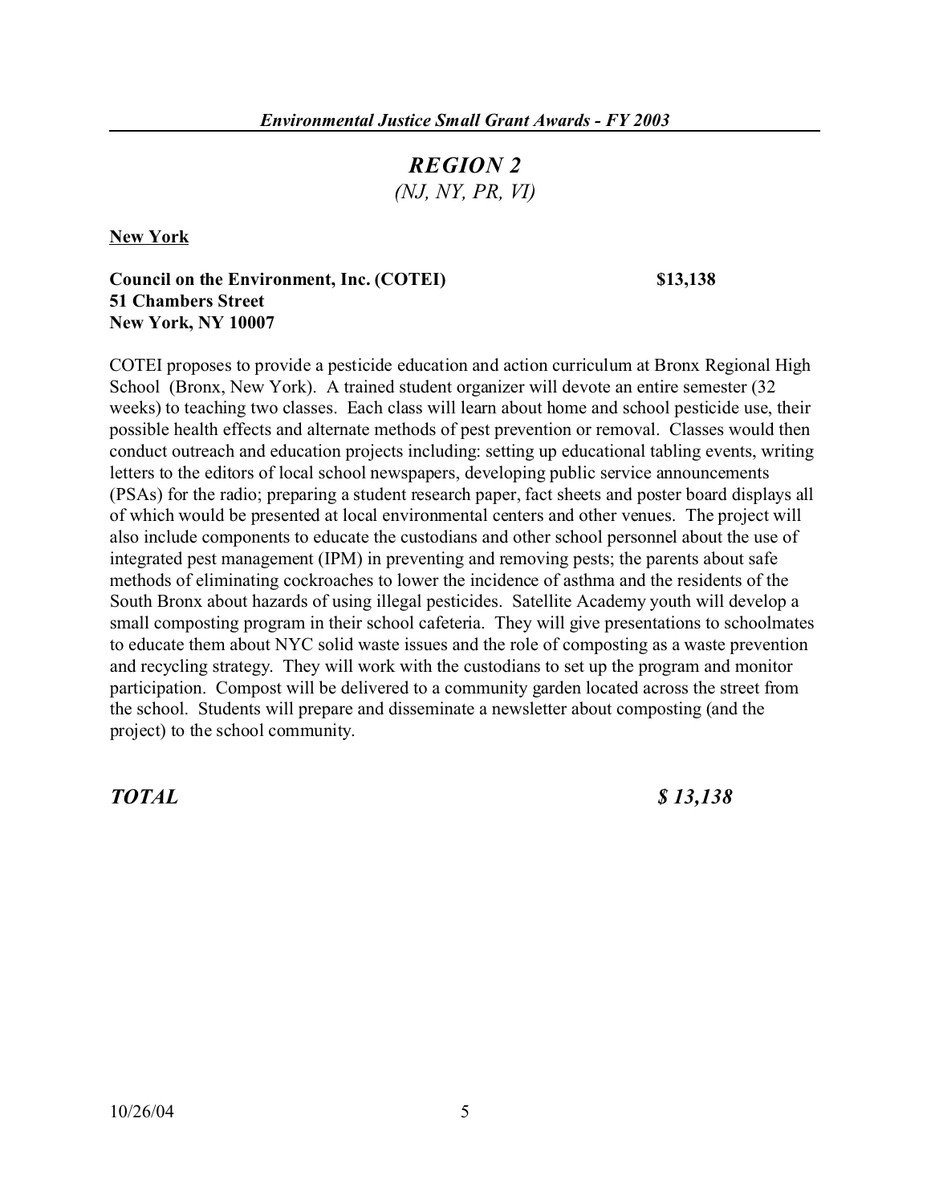## *REGION 2*

*(NJ, NY, PR, VI)*

**New York**

**Council on the Environment, Inc. (COTEI)** **$13,138**
**51 Chambers Street**
**New York, NY 10007**

COTEI proposes to provide a pesticide education and action curriculum at Bronx Regional High School (Bronx, New York). A trained student organizer will devote an entire semester (32 weeks) to teaching two classes. Each class will learn about home and school pesticide use, their possible health effects and alternate methods of pest prevention or removal. Classes would then conduct outreach and education projects including: setting up educational tabling events, writing letters to the editors of local school newspapers, developing public service announcements (PSAs) for the radio; preparing a student research paper, fact sheets and poster board displays all of which would be presented at local environmental centers and other venues. The project will also include components to educate the custodians and other school personnel about the use of integrated pest management (IPM) in preventing and removing pests; the parents about safe methods of eliminating cockroaches to lower the incidence of asthma and the residents of the South Bronx about hazards of using illegal pesticides. Satellite Academy youth will develop a small composting program in their school cafeteria. They will give presentations to schoolmates to educate them about NYC solid waste issues and the role of composting as a waste prevention and recycling strategy. They will work with the custodians to set up the program and monitor participation. Compost will be delivered to a community garden located across the street from the school. Students will prepare and disseminate a newsletter about composting (and the project) to the school community.

***TOTAL*** ***$ 13,138***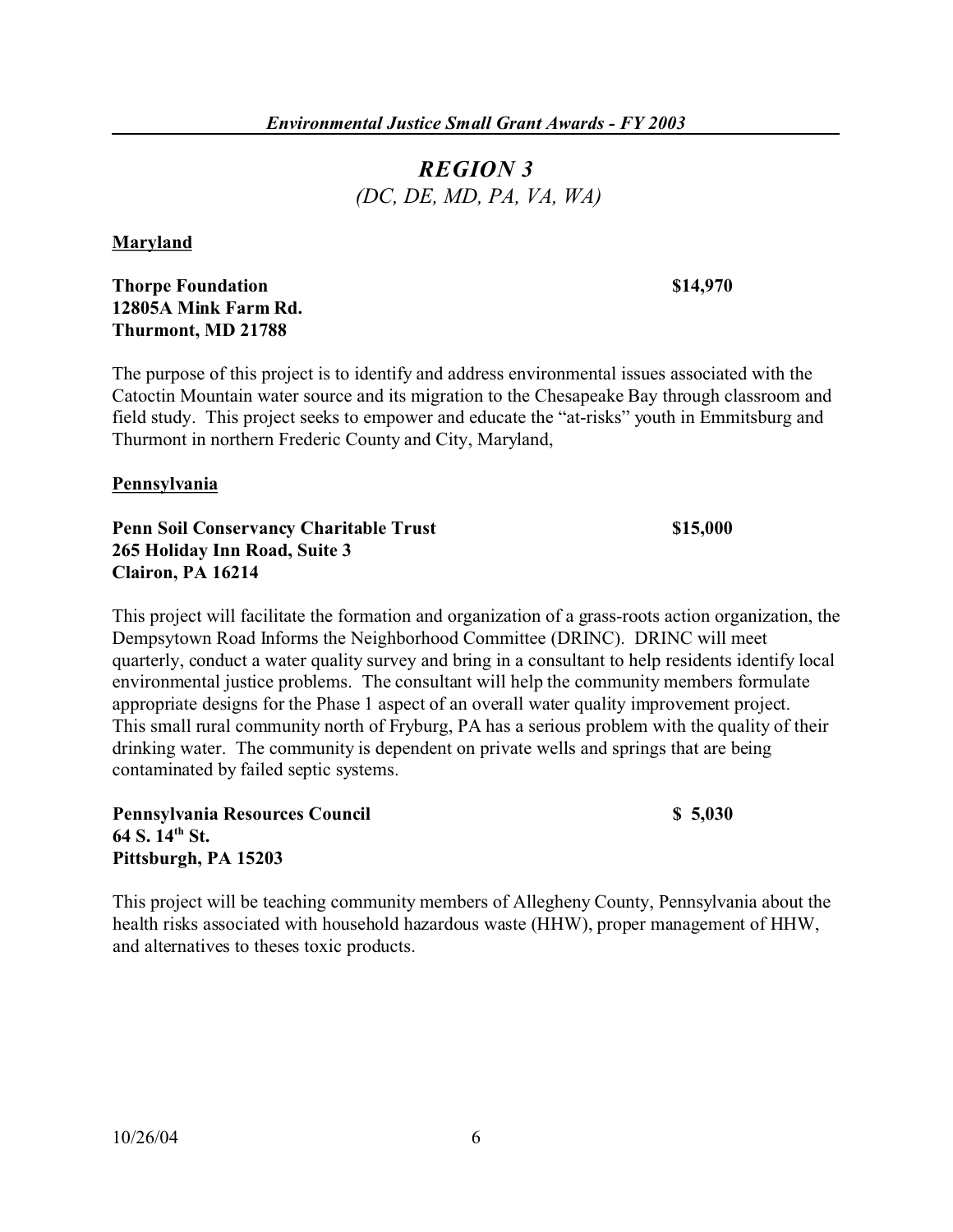## *REGION 3*

*(DC, DE, MD, PA, VA, WA)*

**Maryland**

**Thorpe Foundation** **$14,970**
**12805A Mink Farm Rd.**
**Thurmont, MD 21788**

The purpose of this project is to identify and address environmental issues associated with the Catoctin Mountain water source and its migration to the Chesapeake Bay through classroom and field study. This project seeks to empower and educate the "at-risks" youth in Emmitsburg and Thurmont in northern Frederic County and City, Maryland,

**Pennsylvania**

**Penn Soil Conservancy Charitable Trust** **$15,000**
**265 Holiday Inn Road, Suite 3**
**Clairon, PA 16214**

This project will facilitate the formation and organization of a grass-roots action organization, the Dempsytown Road Informs the Neighborhood Committee (DRINC). DRINC will meet quarterly, conduct a water quality survey and bring in a consultant to help residents identify local environmental justice problems. The consultant will help the community members formulate appropriate designs for the Phase 1 aspect of an overall water quality improvement project. This small rural community north of Fryburg, PA has a serious problem with the quality of their drinking water. The community is dependent on private wells and springs that are being contaminated by failed septic systems.

**Pennsylvania Resources Council** **$ 5,030**
**64 S. 14th St.**
**Pittsburgh, PA 15203**

This project will be teaching community members of Allegheny County, Pennsylvania about the health risks associated with household hazardous waste (HHW), proper management of HHW, and alternatives to theses toxic products.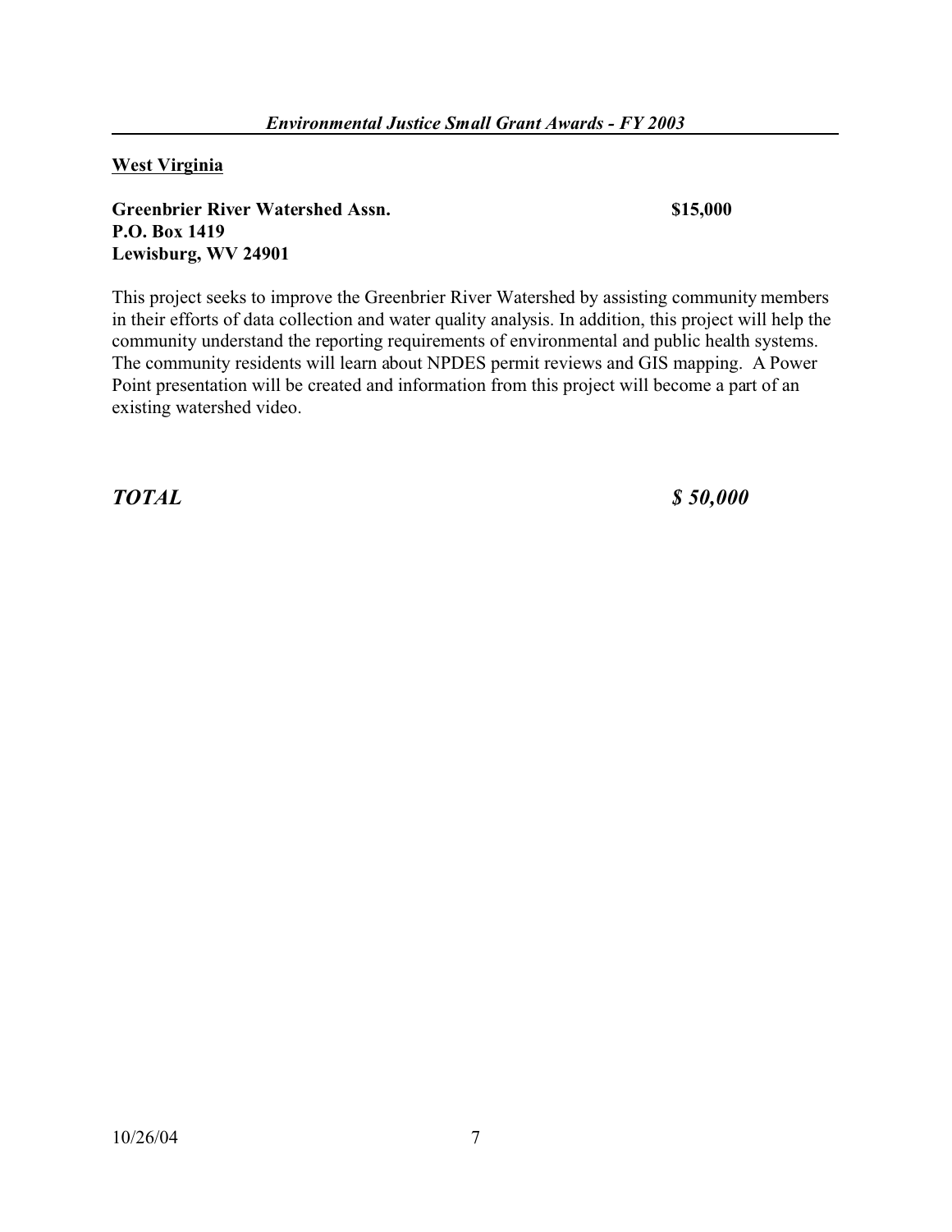**West Virginia**

**Greenbrier River Watershed Assn.** **$15,000**
**P.O. Box 1419**
**Lewisburg, WV 24901**

This project seeks to improve the Greenbrier River Watershed by assisting community members in their efforts of data collection and water quality analysis. In addition, this project will help the community understand the reporting requirements of environmental and public health systems. The community residents will learn about NPDES permit reviews and GIS mapping. A Power Point presentation will be created and information from this project will become a part of an existing watershed video.

***TOTAL*** ***$ 50,000***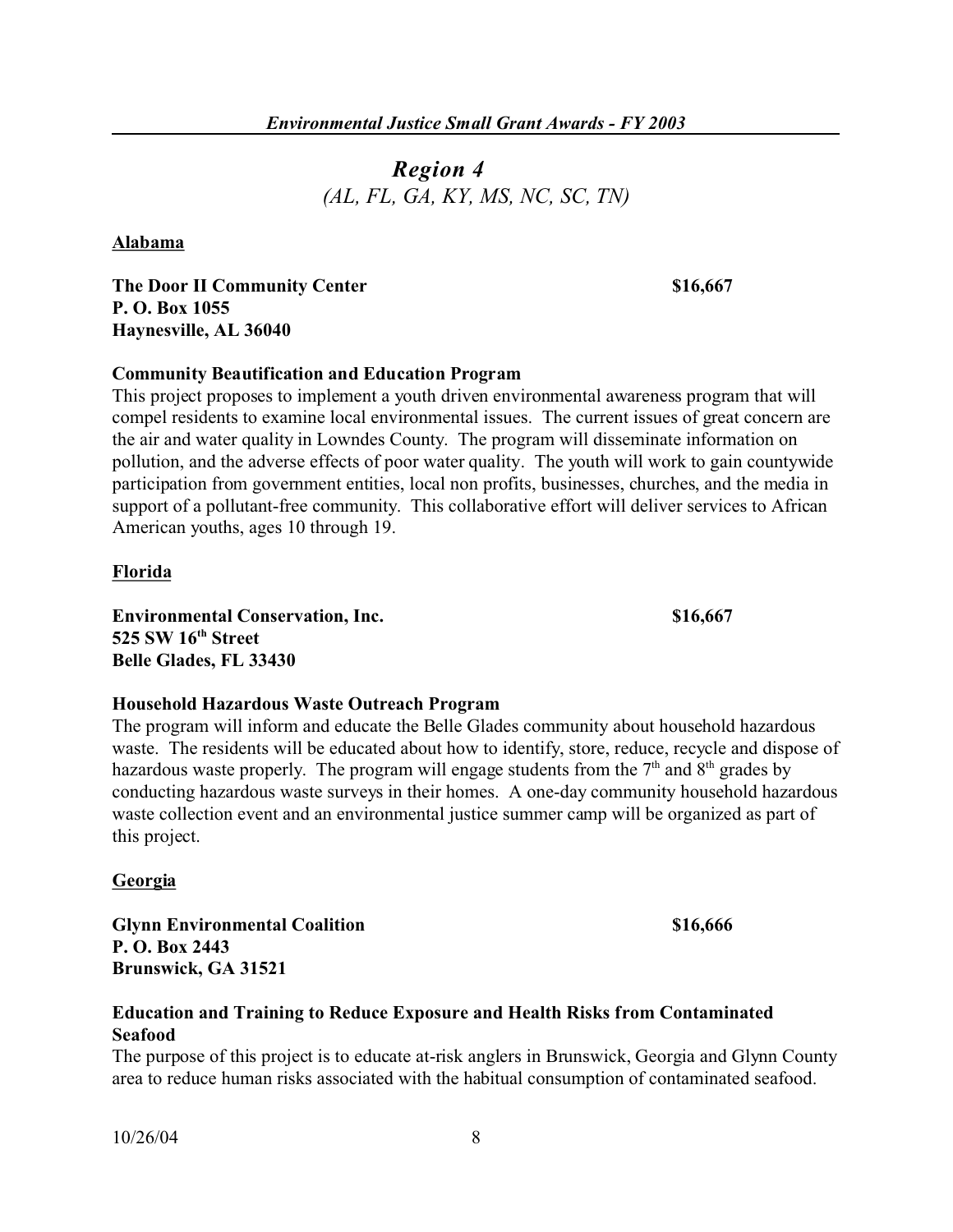## *Region 4*

*(AL, FL, GA, KY, MS, NC, SC, TN)*

**Alabama**

**The Door II Community Center** **$16,667**
**P. O. Box 1055**
**Haynesville, AL 36040**

**Community Beautification and Education Program**

This project proposes to implement a youth driven environmental awareness program that will compel residents to examine local environmental issues. The current issues of great concern are the air and water quality in Lowndes County. The program will disseminate information on pollution, and the adverse effects of poor water quality. The youth will work to gain countywide participation from government entities, local non profits, businesses, churches, and the media in support of a pollutant-free community. This collaborative effort will deliver services to African American youths, ages 10 through 19.

**Florida**

**Environmental Conservation, Inc.** **$16,667**
**525 SW 16th Street**
**Belle Glades, FL 33430**

**Household Hazardous Waste Outreach Program**

The program will inform and educate the Belle Glades community about household hazardous waste. The residents will be educated about how to identify, store, reduce, recycle and dispose of hazardous waste properly. The program will engage students from the 7th and 8th grades by conducting hazardous waste surveys in their homes. A one-day community household hazardous waste collection event and an environmental justice summer camp will be organized as part of this project.

**Georgia**

**Glynn Environmental Coalition** **$16,666**
**P. O. Box 2443**
**Brunswick, GA 31521**

**Education and Training to Reduce Exposure and Health Risks from Contaminated Seafood**

The purpose of this project is to educate at-risk anglers in Brunswick, Georgia and Glynn County area to reduce human risks associated with the habitual consumption of contaminated seafood.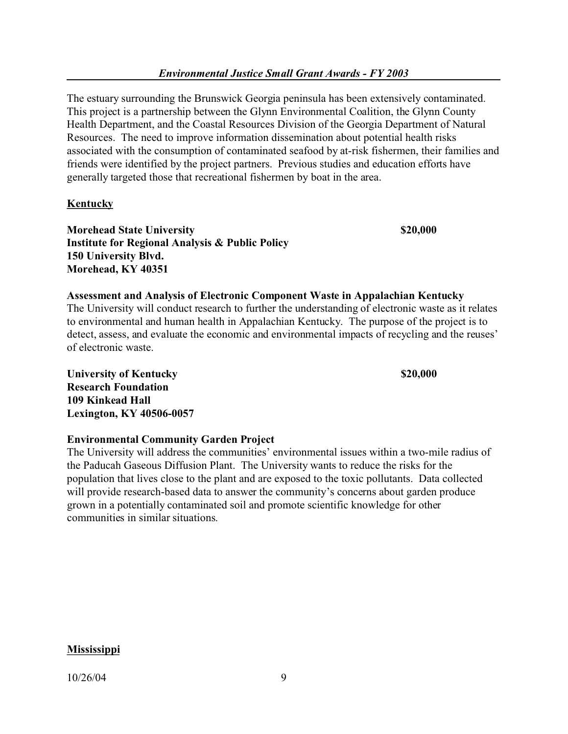The estuary surrounding the Brunswick Georgia peninsula has been extensively contaminated. This project is a partnership between the Glynn Environmental Coalition, the Glynn County Health Department, and the Coastal Resources Division of the Georgia Department of Natural Resources. The need to improve information dissemination about potential health risks associated with the consumption of contaminated seafood by at-risk fishermen, their families and friends were identified by the project partners. Previous studies and education efforts have generally targeted those that recreational fishermen by boat in the area.

## Kentucky

**Morehead State University** **$20,000**
**Institute for Regional Analysis & Public Policy**
**150 University Blvd.**
**Morehead, KY 40351**

**Assessment and Analysis of Electronic Component Waste in Appalachian Kentucky**
The University will conduct research to further the understanding of electronic waste as it relates to environmental and human health in Appalachian Kentucky. The purpose of the project is to detect, assess, and evaluate the economic and environmental impacts of recycling and the reuses' of electronic waste.

**University of Kentucky** **$20,000**
**Research Foundation**
**109 Kinkead Hall**
**Lexington, KY 40506-0057**

**Environmental Community Garden Project**
The University will address the communities' environmental issues within a two-mile radius of the Paducah Gaseous Diffusion Plant. The University wants to reduce the risks for the population that lives close to the plant and are exposed to the toxic pollutants. Data collected will provide research-based data to answer the community's concerns about garden produce grown in a potentially contaminated soil and promote scientific knowledge for other communities in similar situations.

## Mississippi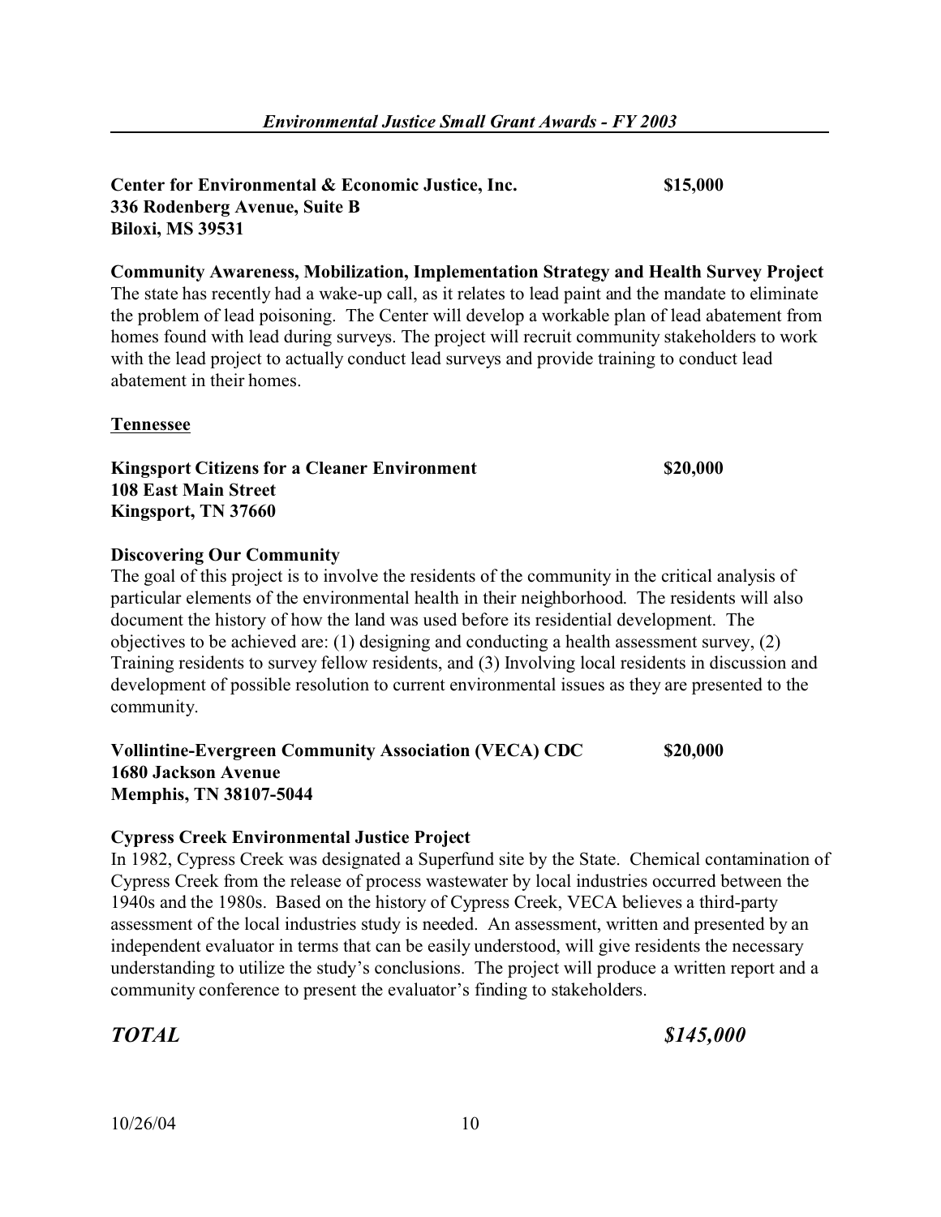**Center for Environmental & Economic Justice, Inc.** **$15,000**
**336 Rodenberg Avenue, Suite B**
**Biloxi, MS 39531**

**Community Awareness, Mobilization, Implementation Strategy and Health Survey Project**
The state has recently had a wake-up call, as it relates to lead paint and the mandate to eliminate the problem of lead poisoning. The Center will develop a workable plan of lead abatement from homes found with lead during surveys. The project will recruit community stakeholders to work with the lead project to actually conduct lead surveys and provide training to conduct lead abatement in their homes.

**Tennessee**

**Kingsport Citizens for a Cleaner Environment** **$20,000**
**108 East Main Street**
**Kingsport, TN 37660**

**Discovering Our Community**
The goal of this project is to involve the residents of the community in the critical analysis of particular elements of the environmental health in their neighborhood. The residents will also document the history of how the land was used before its residential development. The objectives to be achieved are: (1) designing and conducting a health assessment survey, (2) Training residents to survey fellow residents, and (3) Involving local residents in discussion and development of possible resolution to current environmental issues as they are presented to the community.

**Vollintine-Evergreen Community Association (VECA) CDC** **$20,000**
**1680 Jackson Avenue**
**Memphis, TN 38107-5044**

**Cypress Creek Environmental Justice Project**
In 1982, Cypress Creek was designated a Superfund site by the State. Chemical contamination of Cypress Creek from the release of process wastewater by local industries occurred between the 1940s and the 1980s. Based on the history of Cypress Creek, VECA believes a third-party assessment of the local industries study is needed. An assessment, written and presented by an independent evaluator in terms that can be easily understood, will give residents the necessary understanding to utilize the study's conclusions. The project will produce a written report and a community conference to present the evaluator's finding to stakeholders.

***TOTAL*** ***$145,000***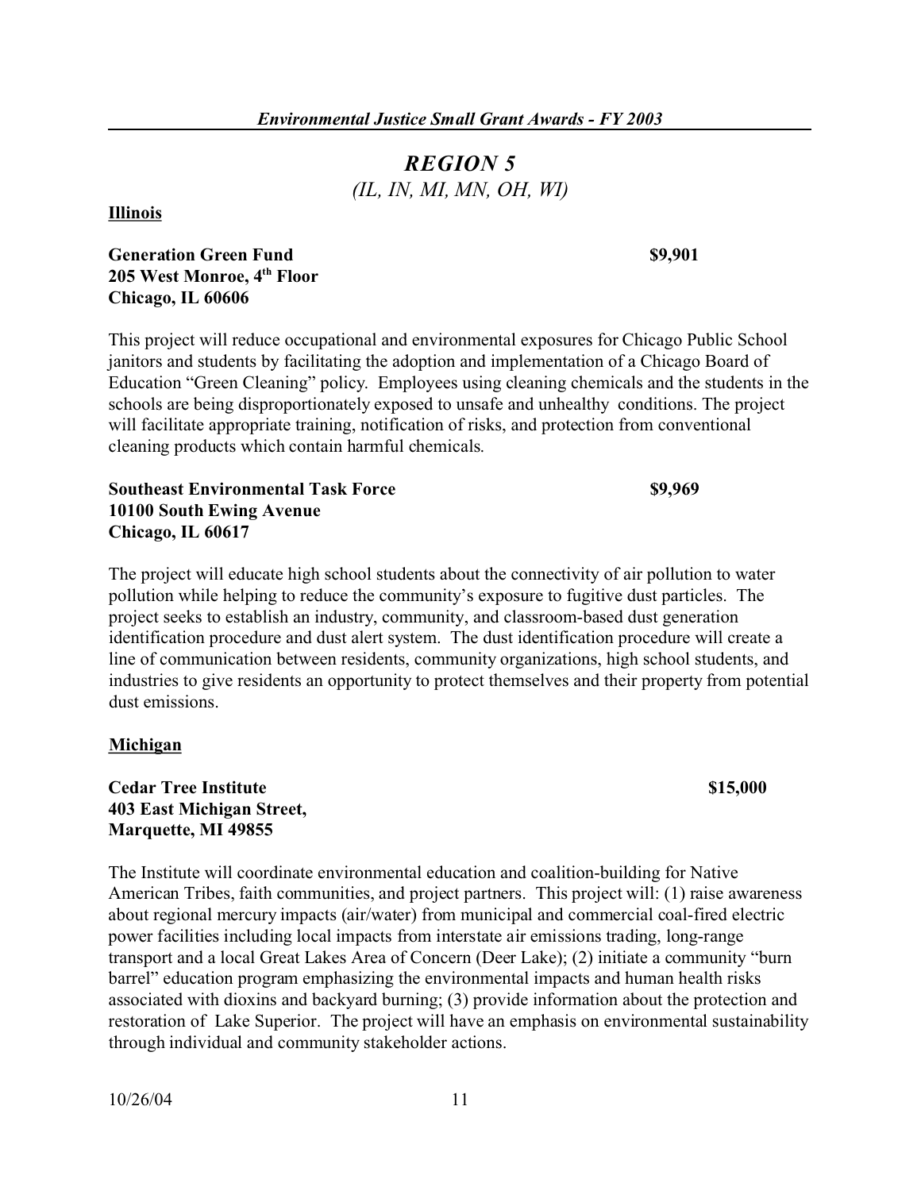## *REGION 5*

*(IL, IN, MI, MN, OH, WI)*

**Illinois**

**Generation Green Fund** **$9,901**
**205 West Monroe, 4th Floor**
**Chicago, IL 60606**

This project will reduce occupational and environmental exposures for Chicago Public School janitors and students by facilitating the adoption and implementation of a Chicago Board of Education "Green Cleaning" policy. Employees using cleaning chemicals and the students in the schools are being disproportionately exposed to unsafe and unhealthy conditions. The project will facilitate appropriate training, notification of risks, and protection from conventional cleaning products which contain harmful chemicals.

**Southeast Environmental Task Force** **$9,969**
**10100 South Ewing Avenue**
**Chicago, IL 60617**

The project will educate high school students about the connectivity of air pollution to water pollution while helping to reduce the community's exposure to fugitive dust particles. The project seeks to establish an industry, community, and classroom-based dust generation identification procedure and dust alert system. The dust identification procedure will create a line of communication between residents, community organizations, high school students, and industries to give residents an opportunity to protect themselves and their property from potential dust emissions.

**Michigan**

**Cedar Tree Institute** **$15,000**
**403 East Michigan Street,**
**Marquette, MI 49855**

The Institute will coordinate environmental education and coalition-building for Native American Tribes, faith communities, and project partners. This project will: (1) raise awareness about regional mercury impacts (air/water) from municipal and commercial coal-fired electric power facilities including local impacts from interstate air emissions trading, long-range transport and a local Great Lakes Area of Concern (Deer Lake); (2) initiate a community "burn barrel" education program emphasizing the environmental impacts and human health risks associated with dioxins and backyard burning; (3) provide information about the protection and restoration of Lake Superior. The project will have an emphasis on environmental sustainability through individual and community stakeholder actions.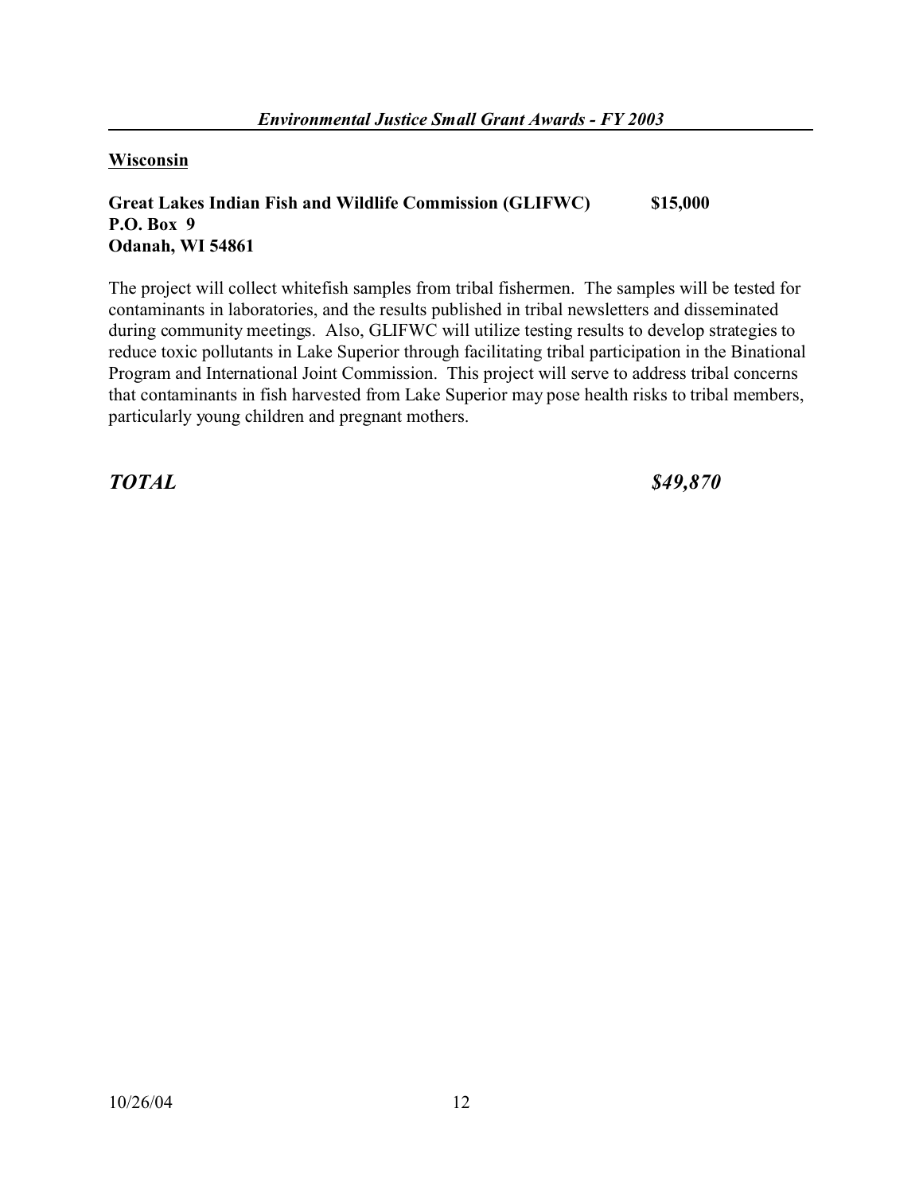**Wisconsin**

**Great Lakes Indian Fish and Wildlife Commission (GLIFWC) $15,000**
**P.O. Box 9**
**Odanah, WI 54861**

The project will collect whitefish samples from tribal fishermen. The samples will be tested for contaminants in laboratories, and the results published in tribal newsletters and disseminated during community meetings. Also, GLIFWC will utilize testing results to develop strategies to reduce toxic pollutants in Lake Superior through facilitating tribal participation in the Binational Program and International Joint Commission. This project will serve to address tribal concerns that contaminants in fish harvested from Lake Superior may pose health risks to tribal members, particularly young children and pregnant mothers.

***TOTAL $49,870***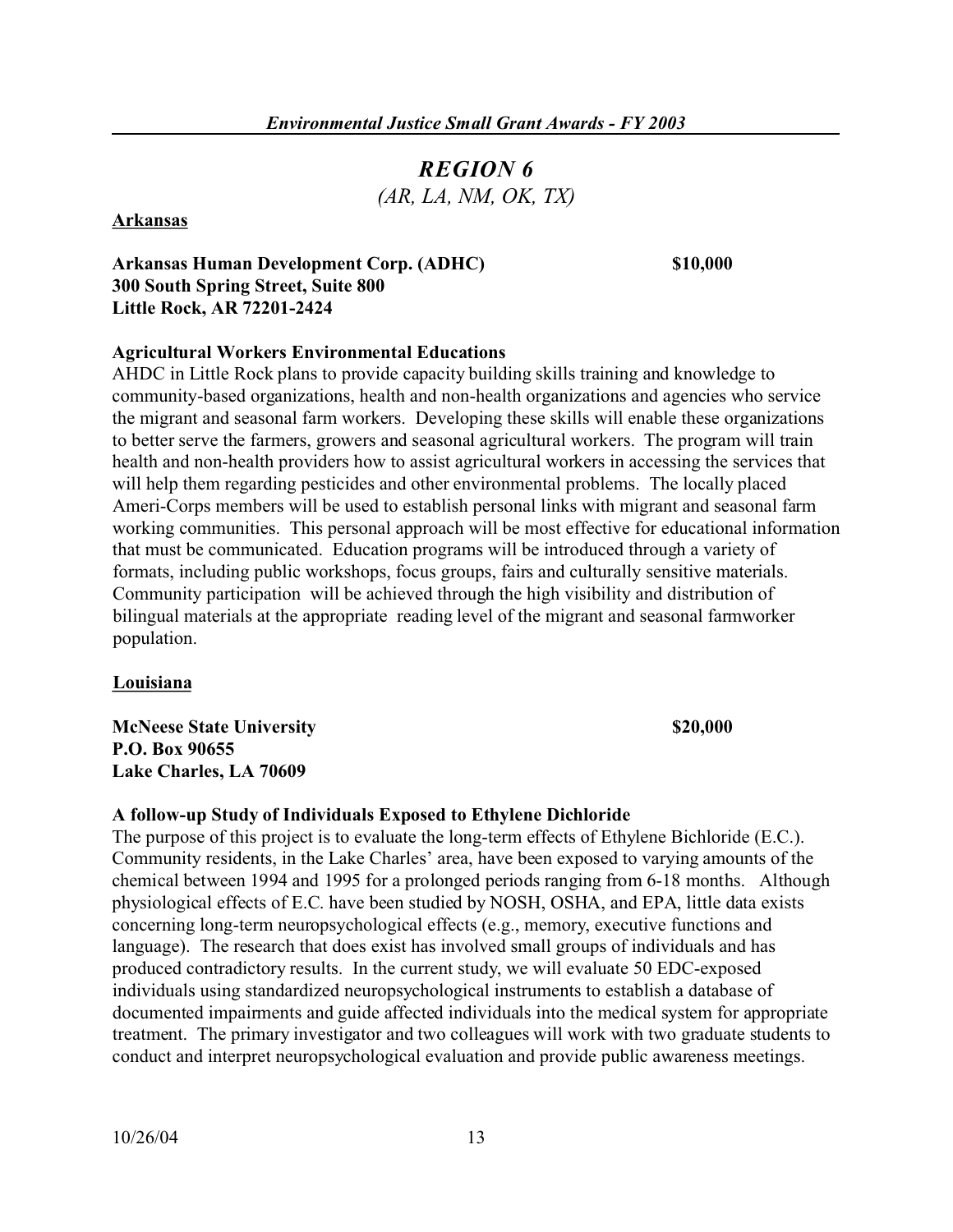## *REGION 6*

*(AR, LA, NM, OK, TX)*

**Arkansas**

**Arkansas Human Development Corp. (ADHC)** **$10,000**
**300 South Spring Street, Suite 800**
**Little Rock, AR 72201-2424**

**Agricultural Workers Environmental Educations**

AHDC in Little Rock plans to provide capacity building skills training and knowledge to community-based organizations, health and non-health organizations and agencies who service the migrant and seasonal farm workers. Developing these skills will enable these organizations to better serve the farmers, growers and seasonal agricultural workers. The program will train health and non-health providers how to assist agricultural workers in accessing the services that will help them regarding pesticides and other environmental problems. The locally placed Ameri-Corps members will be used to establish personal links with migrant and seasonal farm working communities. This personal approach will be most effective for educational information that must be communicated. Education programs will be introduced through a variety of formats, including public workshops, focus groups, fairs and culturally sensitive materials. Community participation will be achieved through the high visibility and distribution of bilingual materials at the appropriate reading level of the migrant and seasonal farmworker population.

**Louisiana**

**McNeese State University** **$20,000**
**P.O. Box 90655**
**Lake Charles, LA 70609**

**A follow-up Study of Individuals Exposed to Ethylene Dichloride**

The purpose of this project is to evaluate the long-term effects of Ethylene Bichloride (E.C.). Community residents, in the Lake Charles' area, have been exposed to varying amounts of the chemical between 1994 and 1995 for a prolonged periods ranging from 6-18 months. Although physiological effects of E.C. have been studied by NOSH, OSHA, and EPA, little data exists concerning long-term neuropsychological effects (e.g., memory, executive functions and language). The research that does exist has involved small groups of individuals and has produced contradictory results. In the current study, we will evaluate 50 EDC-exposed individuals using standardized neuropsychological instruments to establish a database of documented impairments and guide affected individuals into the medical system for appropriate treatment. The primary investigator and two colleagues will work with two graduate students to conduct and interpret neuropsychological evaluation and provide public awareness meetings.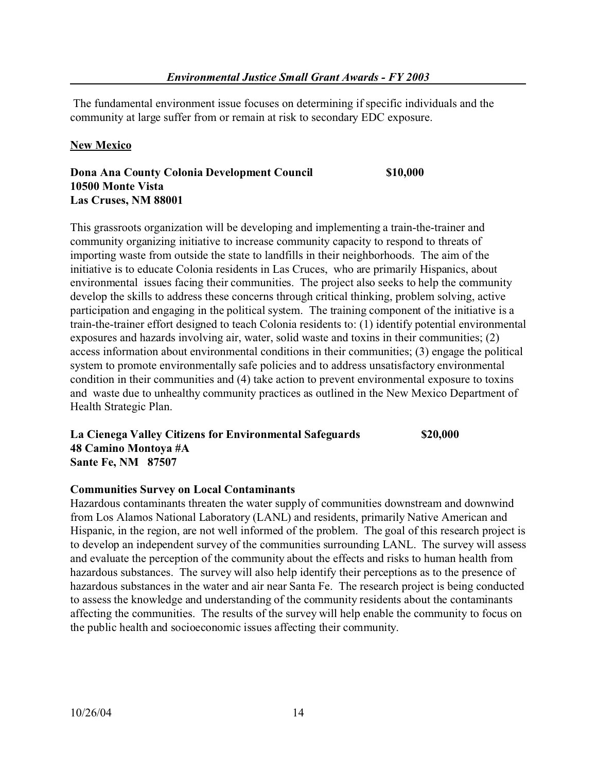The fundamental environment issue focuses on determining if specific individuals and the community at large suffer from or remain at risk to secondary EDC exposure.

## New Mexico

**Dona Ana County Colonia Development Council** **$10,000**
**10500 Monte Vista**
**Las Cruses, NM 88001**

This grassroots organization will be developing and implementing a train-the-trainer and community organizing initiative to increase community capacity to respond to threats of importing waste from outside the state to landfills in their neighborhoods. The aim of the initiative is to educate Colonia residents in Las Cruces, who are primarily Hispanics, about environmental issues facing their communities. The project also seeks to help the community develop the skills to address these concerns through critical thinking, problem solving, active participation and engaging in the political system. The training component of the initiative is a train-the-trainer effort designed to teach Colonia residents to: (1) identify potential environmental exposures and hazards involving air, water, solid waste and toxins in their communities; (2) access information about environmental conditions in their communities; (3) engage the political system to promote environmentally safe policies and to address unsatisfactory environmental condition in their communities and (4) take action to prevent environmental exposure to toxins and waste due to unhealthy community practices as outlined in the New Mexico Department of Health Strategic Plan.

**La Cienega Valley Citizens for Environmental Safeguards** **$20,000**
**48 Camino Montoya #A**
**Sante Fe, NM 87507**

**Communities Survey on Local Contaminants**

Hazardous contaminants threaten the water supply of communities downstream and downwind from Los Alamos National Laboratory (LANL) and residents, primarily Native American and Hispanic, in the region, are not well informed of the problem. The goal of this research project is to develop an independent survey of the communities surrounding LANL. The survey will assess and evaluate the perception of the community about the effects and risks to human health from hazardous substances. The survey will also help identify their perceptions as to the presence of hazardous substances in the water and air near Santa Fe. The research project is being conducted to assess the knowledge and understanding of the community residents about the contaminants affecting the communities. The results of the survey will help enable the community to focus on the public health and socioeconomic issues affecting their community.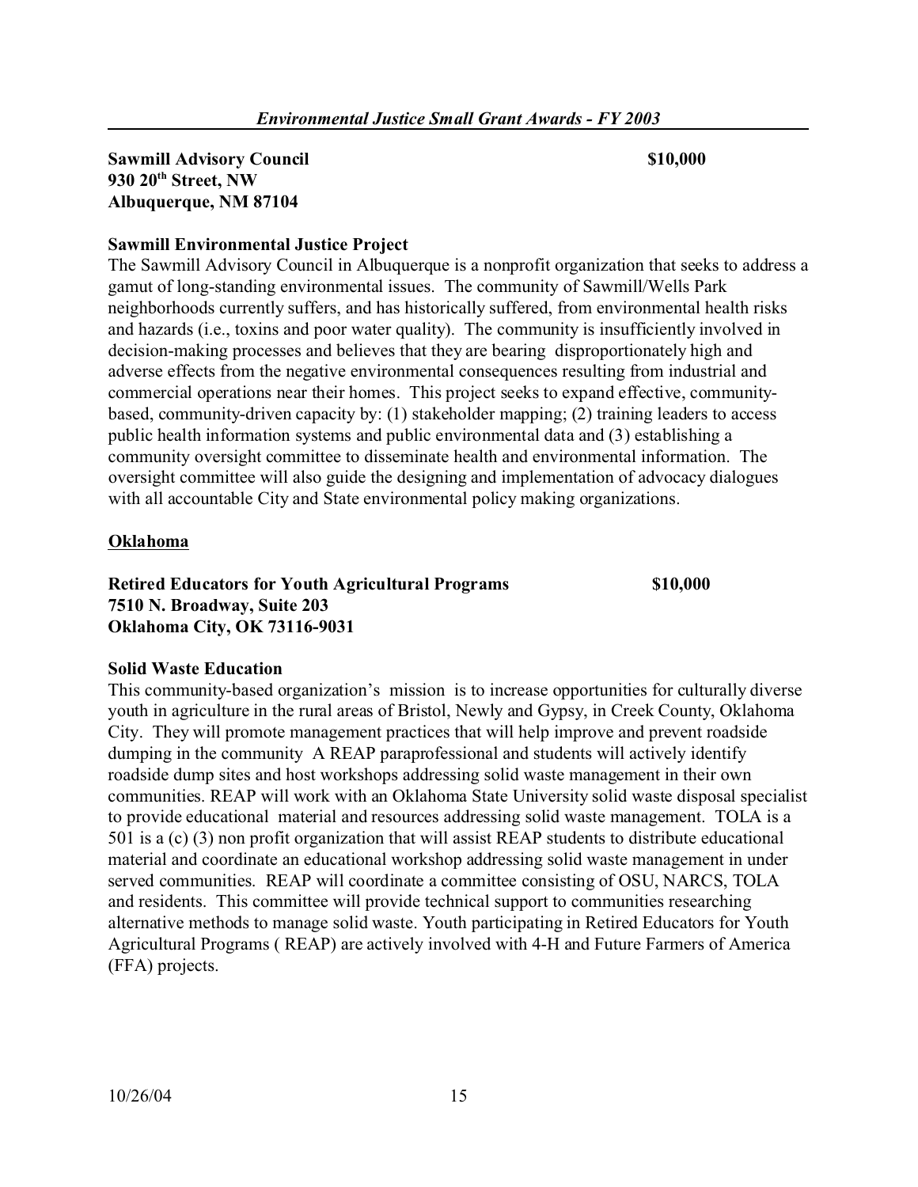**Sawmill Advisory Council** **$10,000**
**930 20th Street, NW**
**Albuquerque, NM 87104**

**Sawmill Environmental Justice Project**
The Sawmill Advisory Council in Albuquerque is a nonprofit organization that seeks to address a gamut of long-standing environmental issues. The community of Sawmill/Wells Park neighborhoods currently suffers, and has historically suffered, from environmental health risks and hazards (i.e., toxins and poor water quality). The community is insufficiently involved in decision-making processes and believes that they are bearing disproportionately high and adverse effects from the negative environmental consequences resulting from industrial and commercial operations near their homes. This project seeks to expand effective, community-based, community-driven capacity by: (1) stakeholder mapping; (2) training leaders to access public health information systems and public environmental data and (3) establishing a community oversight committee to disseminate health and environmental information. The oversight committee will also guide the designing and implementation of advocacy dialogues with all accountable City and State environmental policy making organizations.

## Oklahoma

**Retired Educators for Youth Agricultural Programs** **$10,000**
**7510 N. Broadway, Suite 203**
**Oklahoma City, OK 73116-9031**

**Solid Waste Education**
This community-based organization's mission is to increase opportunities for culturally diverse youth in agriculture in the rural areas of Bristol, Newly and Gypsy, in Creek County, Oklahoma City. They will promote management practices that will help improve and prevent roadside dumping in the community A REAP paraprofessional and students will actively identify roadside dump sites and host workshops addressing solid waste management in their own communities. REAP will work with an Oklahoma State University solid waste disposal specialist to provide educational material and resources addressing solid waste management. TOLA is a 501 is a (c) (3) non profit organization that will assist REAP students to distribute educational material and coordinate an educational workshop addressing solid waste management in under served communities. REAP will coordinate a committee consisting of OSU, NARCS, TOLA and residents. This committee will provide technical support to communities researching alternative methods to manage solid waste. Youth participating in Retired Educators for Youth Agricultural Programs ( REAP) are actively involved with 4-H and Future Farmers of America (FFA) projects.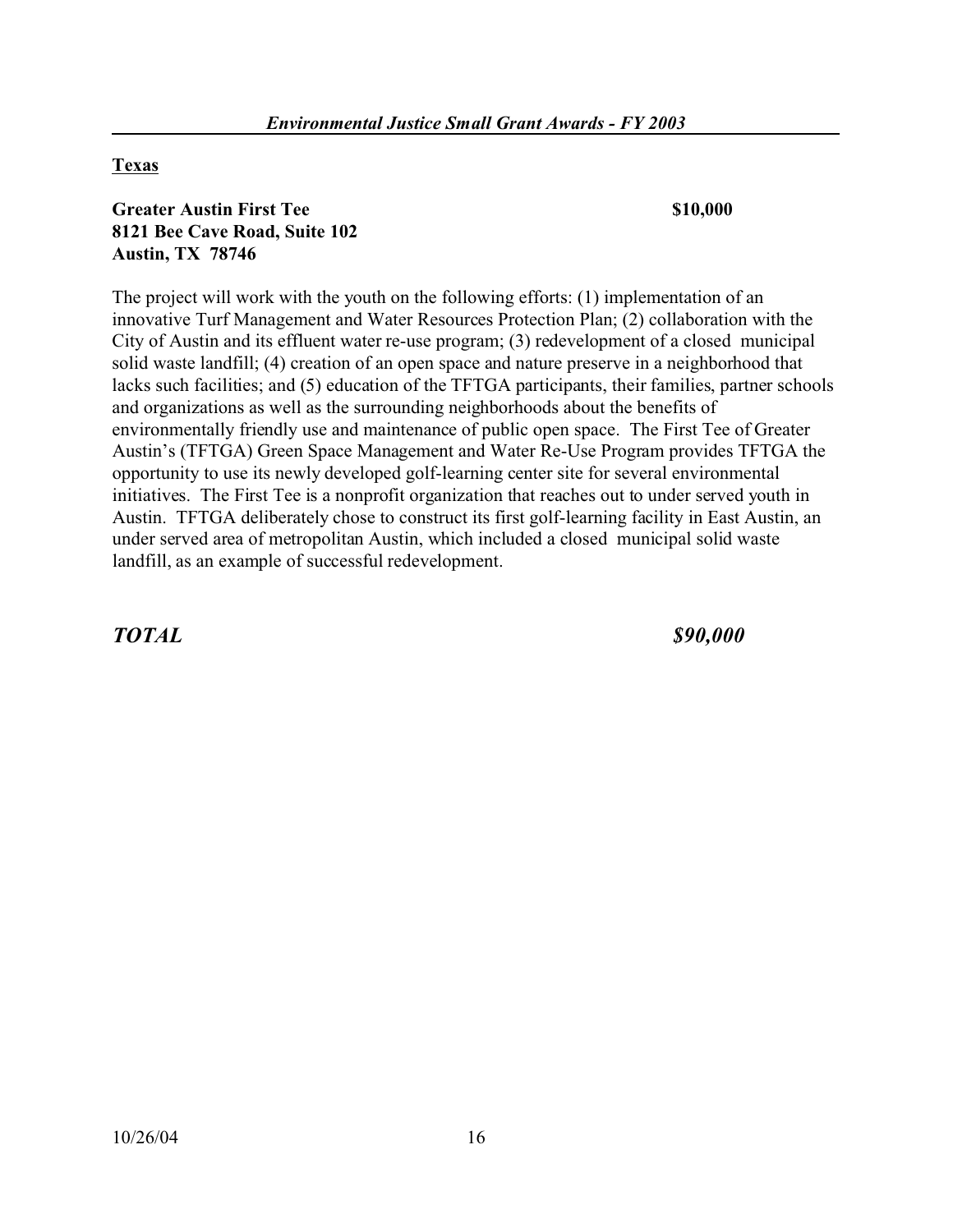**Texas**

**Greater Austin First Tee** **$10,000**
**8121 Bee Cave Road, Suite 102**
**Austin, TX 78746**

The project will work with the youth on the following efforts: (1) implementation of an innovative Turf Management and Water Resources Protection Plan; (2) collaboration with the City of Austin and its effluent water re-use program; (3) redevelopment of a closed municipal solid waste landfill; (4) creation of an open space and nature preserve in a neighborhood that lacks such facilities; and (5) education of the TFTGA participants, their families, partner schools and organizations as well as the surrounding neighborhoods about the benefits of environmentally friendly use and maintenance of public open space. The First Tee of Greater Austin's (TFTGA) Green Space Management and Water Re-Use Program provides TFTGA the opportunity to use its newly developed golf-learning center site for several environmental initiatives. The First Tee is a nonprofit organization that reaches out to under served youth in Austin. TFTGA deliberately chose to construct its first golf-learning facility in East Austin, an under served area of metropolitan Austin, which included a closed municipal solid waste landfill, as an example of successful redevelopment.

***TOTAL*** ***$90,000***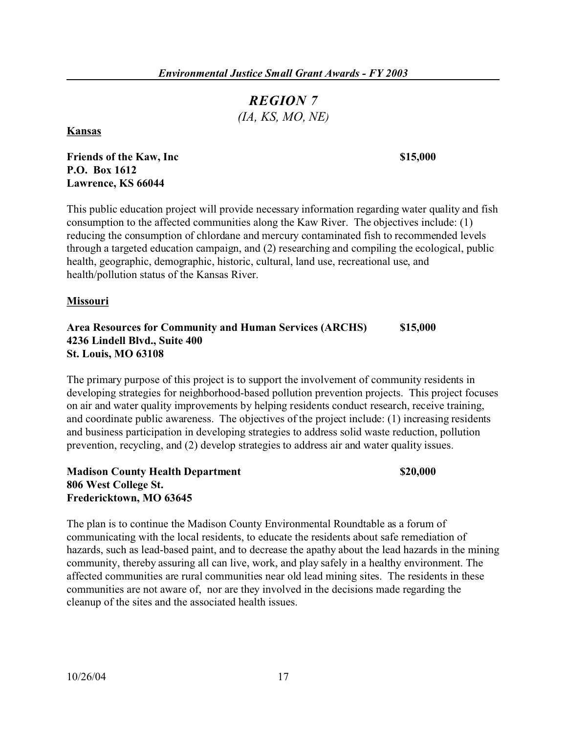## *REGION 7*

*(IA, KS, MO, NE)*

**Kansas**

**Friends of the Kaw, Inc** **$15,000**
**P.O. Box 1612**
**Lawrence, KS 66044**

This public education project will provide necessary information regarding water quality and fish consumption to the affected communities along the Kaw River. The objectives include: (1) reducing the consumption of chlordane and mercury contaminated fish to recommended levels through a targeted education campaign, and (2) researching and compiling the ecological, public health, geographic, demographic, historic, cultural, land use, recreational use, and health/pollution status of the Kansas River.

**Missouri**

**Area Resources for Community and Human Services (ARCHS)** **$15,000**
**4236 Lindell Blvd., Suite 400**
**St. Louis, MO 63108**

The primary purpose of this project is to support the involvement of community residents in developing strategies for neighborhood-based pollution prevention projects. This project focuses on air and water quality improvements by helping residents conduct research, receive training, and coordinate public awareness. The objectives of the project include: (1) increasing residents and business participation in developing strategies to address solid waste reduction, pollution prevention, recycling, and (2) develop strategies to address air and water quality issues.

**Madison County Health Department** **$20,000**
**806 West College St.**
**Fredericktown, MO 63645**

The plan is to continue the Madison County Environmental Roundtable as a forum of communicating with the local residents, to educate the residents about safe remediation of hazards, such as lead-based paint, and to decrease the apathy about the lead hazards in the mining community, thereby assuring all can live, work, and play safely in a healthy environment. The affected communities are rural communities near old lead mining sites. The residents in these communities are not aware of, nor are they involved in the decisions made regarding the cleanup of the sites and the associated health issues.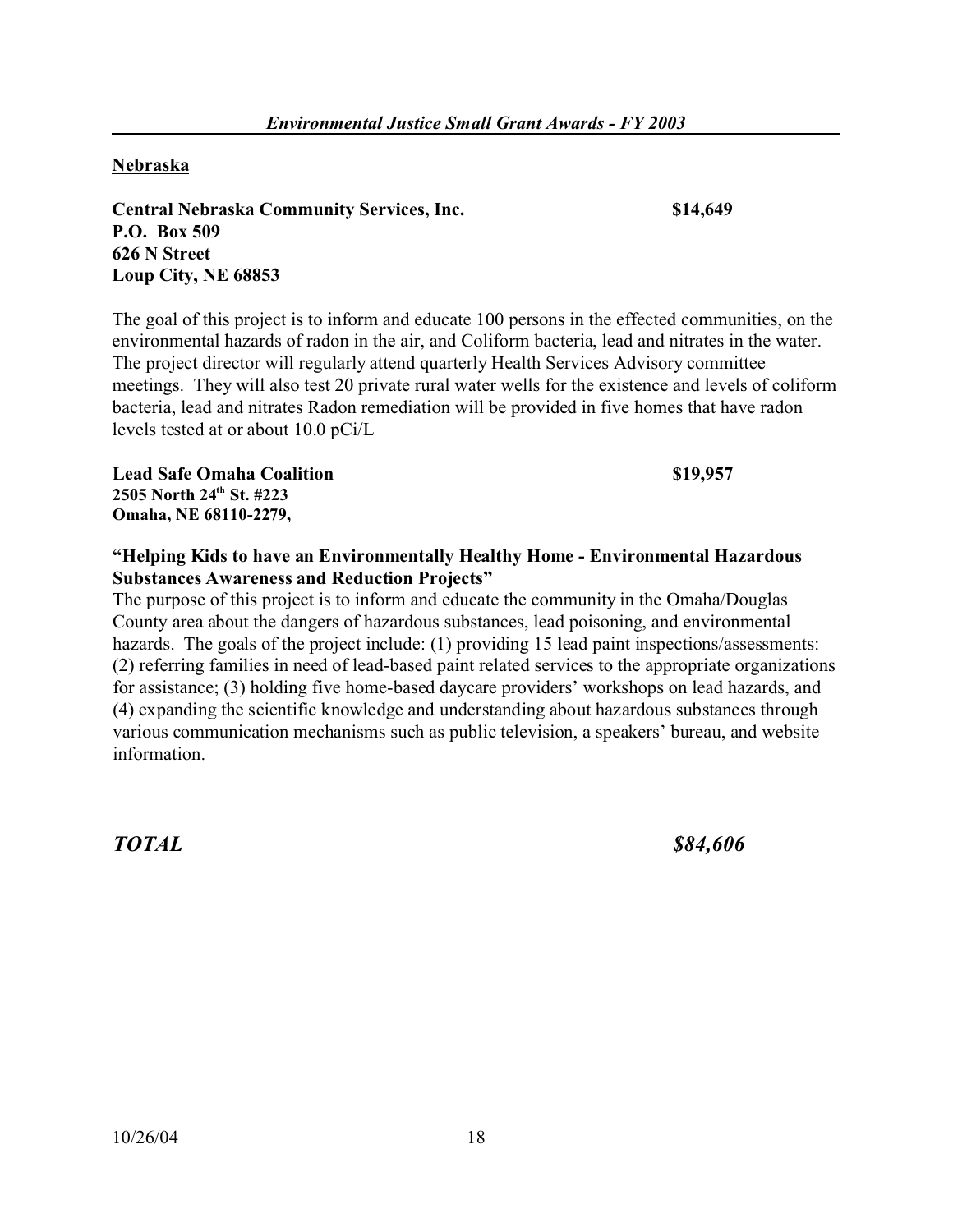## Nebraska

**Central Nebraska Community Services, Inc.** **$14,649**
**P.O. Box 509**
**626 N Street**
**Loup City, NE 68853**

The goal of this project is to inform and educate 100 persons in the effected communities, on the environmental hazards of radon in the air, and Coliform bacteria, lead and nitrates in the water. The project director will regularly attend quarterly Health Services Advisory committee meetings. They will also test 20 private rural water wells for the existence and levels of coliform bacteria, lead and nitrates Radon remediation will be provided in five homes that have radon levels tested at or about 10.0 pCi/L

**Lead Safe Omaha Coalition** **$19,957**
**2505 North 24th St. #223**
**Omaha, NE 68110-2279,**

**"Helping Kids to have an Environmentally Healthy Home - Environmental Hazardous Substances Awareness and Reduction Projects"**
The purpose of this project is to inform and educate the community in the Omaha/Douglas County area about the dangers of hazardous substances, lead poisoning, and environmental hazards. The goals of the project include: (1) providing 15 lead paint inspections/assessments: (2) referring families in need of lead-based paint related services to the appropriate organizations for assistance; (3) holding five home-based daycare providers' workshops on lead hazards, and (4) expanding the scientific knowledge and understanding about hazardous substances through various communication mechanisms such as public television, a speakers' bureau, and website information.

***TOTAL*** ***$84,606***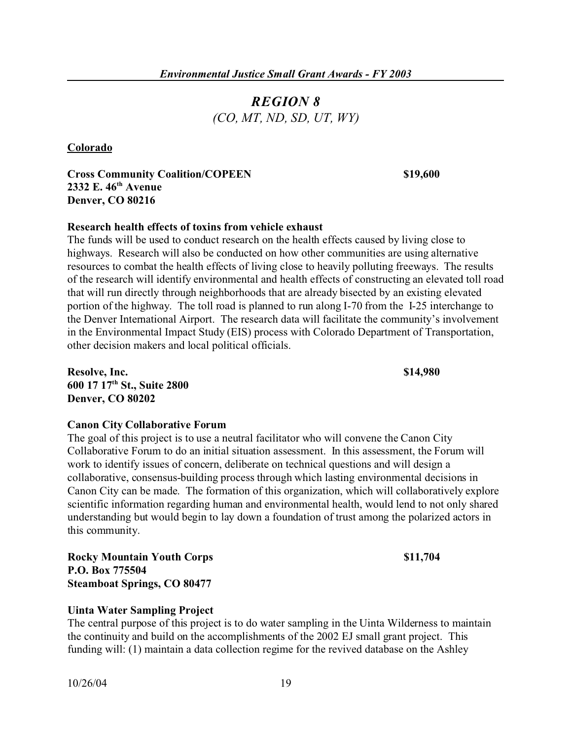# *REGION 8*

*(CO, MT, ND, SD, UT, WY)*

**Colorado**

**Cross Community Coalition/COPEEN** **$19,600**
**2332 E. 46th Avenue**
**Denver, CO 80216**

**Research health effects of toxins from vehicle exhaust**

The funds will be used to conduct research on the health effects caused by living close to highways. Research will also be conducted on how other communities are using alternative resources to combat the health effects of living close to heavily polluting freeways. The results of the research will identify environmental and health effects of constructing an elevated toll road that will run directly through neighborhoods that are already bisected by an existing elevated portion of the highway. The toll road is planned to run along I-70 from the I-25 interchange to the Denver International Airport. The research data will facilitate the community's involvement in the Environmental Impact Study (EIS) process with Colorado Department of Transportation, other decision makers and local political officials.

**Resolve, Inc.** **$14,980**
**600 17 17th St., Suite 2800**
**Denver, CO 80202**

**Canon City Collaborative Forum**

The goal of this project is to use a neutral facilitator who will convene the Canon City Collaborative Forum to do an initial situation assessment. In this assessment, the Forum will work to identify issues of concern, deliberate on technical questions and will design a collaborative, consensus-building process through which lasting environmental decisions in Canon City can be made. The formation of this organization, which will collaboratively explore scientific information regarding human and environmental health, would lend to not only shared understanding but would begin to lay down a foundation of trust among the polarized actors in this community.

**Rocky Mountain Youth Corps** **$11,704**
**P.O. Box 775504**
**Steamboat Springs, CO 80477**

**Uinta Water Sampling Project**

The central purpose of this project is to do water sampling in the Uinta Wilderness to maintain the continuity and build on the accomplishments of the 2002 EJ small grant project. This funding will: (1) maintain a data collection regime for the revived database on the Ashley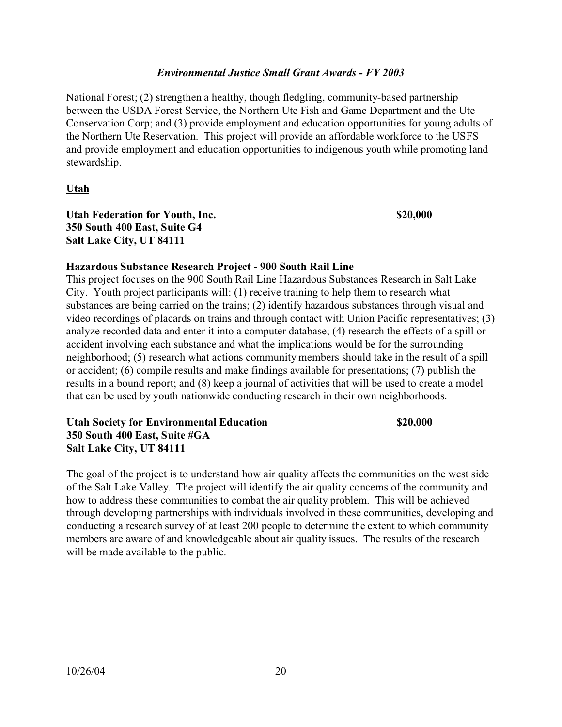National Forest; (2) strengthen a healthy, though fledgling, community-based partnership between the USDA Forest Service, the Northern Ute Fish and Game Department and the Ute Conservation Corp; and (3) provide employment and education opportunities for young adults of the Northern Ute Reservation. This project will provide an affordable workforce to the USFS and provide employment and education opportunities to indigenous youth while promoting land stewardship.

## Utah

**Utah Federation for Youth, Inc.** **$20,000**
**350 South 400 East, Suite G4**
**Salt Lake City, UT 84111**

**Hazardous Substance Research Project - 900 South Rail Line**
This project focuses on the 900 South Rail Line Hazardous Substances Research in Salt Lake City. Youth project participants will: (1) receive training to help them to research what substances are being carried on the trains; (2) identify hazardous substances through visual and video recordings of placards on trains and through contact with Union Pacific representatives; (3) analyze recorded data and enter it into a computer database; (4) research the effects of a spill or accident involving each substance and what the implications would be for the surrounding neighborhood; (5) research what actions community members should take in the result of a spill or accident; (6) compile results and make findings available for presentations; (7) publish the results in a bound report; and (8) keep a journal of activities that will be used to create a model that can be used by youth nationwide conducting research in their own neighborhoods.

**Utah Society for Environmental Education** **$20,000**
**350 South 400 East, Suite #GA**
**Salt Lake City, UT 84111**

The goal of the project is to understand how air quality affects the communities on the west side of the Salt Lake Valley. The project will identify the air quality concerns of the community and how to address these communities to combat the air quality problem. This will be achieved through developing partnerships with individuals involved in these communities, developing and conducting a research survey of at least 200 people to determine the extent to which community members are aware of and knowledgeable about air quality issues. The results of the research will be made available to the public.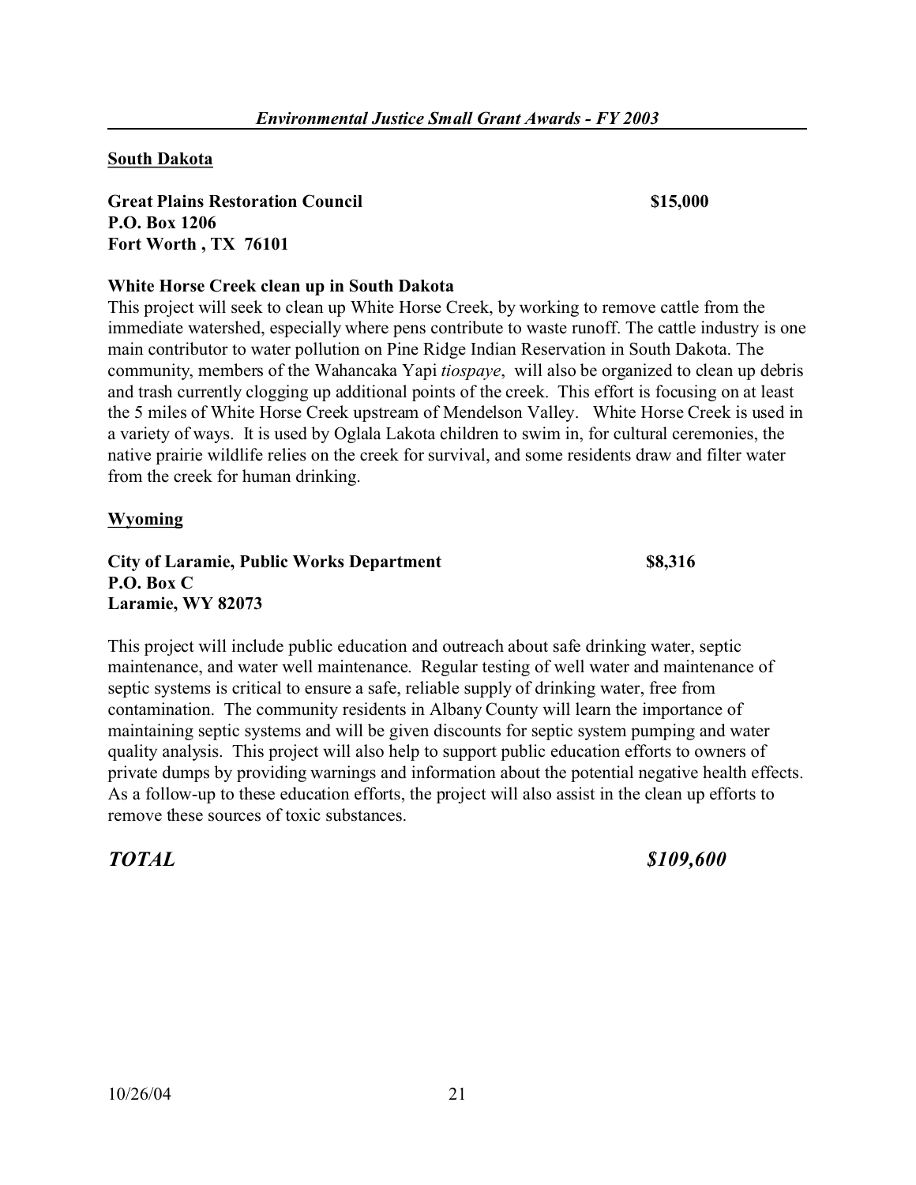**South Dakota**

**Great Plains Restoration Council** **$15,000**
**P.O. Box 1206**
**Fort Worth , TX 76101**

**White Horse Creek clean up in South Dakota**
This project will seek to clean up White Horse Creek, by working to remove cattle from the immediate watershed, especially where pens contribute to waste runoff. The cattle industry is one main contributor to water pollution on Pine Ridge Indian Reservation in South Dakota. The community, members of the Wahancaka Yapi *tiospaye*, will also be organized to clean up debris and trash currently clogging up additional points of the creek. This effort is focusing on at least the 5 miles of White Horse Creek upstream of Mendelson Valley. White Horse Creek is used in a variety of ways. It is used by Oglala Lakota children to swim in, for cultural ceremonies, the native prairie wildlife relies on the creek for survival, and some residents draw and filter water from the creek for human drinking.

**Wyoming**

**City of Laramie, Public Works Department** **$8,316**
**P.O. Box C**
**Laramie, WY 82073**

This project will include public education and outreach about safe drinking water, septic maintenance, and water well maintenance. Regular testing of well water and maintenance of septic systems is critical to ensure a safe, reliable supply of drinking water, free from contamination. The community residents in Albany County will learn the importance of maintaining septic systems and will be given discounts for septic system pumping and water quality analysis. This project will also help to support public education efforts to owners of private dumps by providing warnings and information about the potential negative health effects. As a follow-up to these education efforts, the project will also assist in the clean up efforts to remove these sources of toxic substances.

***TOTAL*** ***$109,600***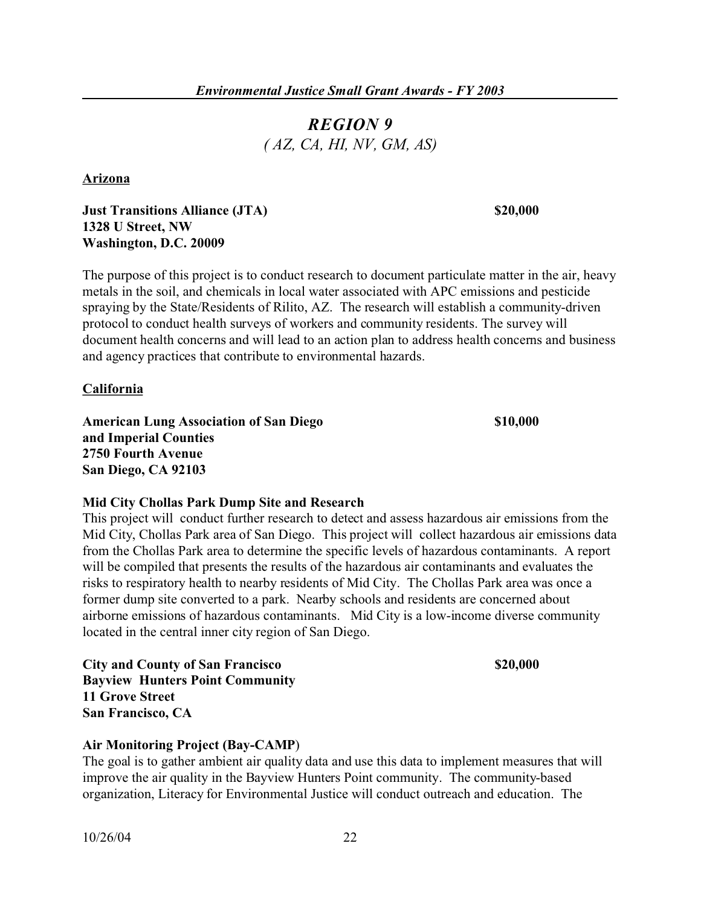# *REGION 9*

*( AZ, CA, HI, NV, GM, AS)*

## Arizona

**Just Transitions Alliance (JTA)** **$20,000**
**1328 U Street, NW**
**Washington, D.C. 20009**

The purpose of this project is to conduct research to document particulate matter in the air, heavy metals in the soil, and chemicals in local water associated with APC emissions and pesticide spraying by the State/Residents of Rilito, AZ. The research will establish a community-driven protocol to conduct health surveys of workers and community residents. The survey will document health concerns and will lead to an action plan to address health concerns and business and agency practices that contribute to environmental hazards.

## California

**American Lung Association of San Diego** **$10,000**
**and Imperial Counties**
**2750 Fourth Avenue**
**San Diego, CA 92103**

**Mid City Chollas Park Dump Site and Research**
This project will conduct further research to detect and assess hazardous air emissions from the Mid City, Chollas Park area of San Diego. This project will collect hazardous air emissions data from the Chollas Park area to determine the specific levels of hazardous contaminants. A report will be compiled that presents the results of the hazardous air contaminants and evaluates the risks to respiratory health to nearby residents of Mid City. The Chollas Park area was once a former dump site converted to a park. Nearby schools and residents are concerned about airborne emissions of hazardous contaminants. Mid City is a low-income diverse community located in the central inner city region of San Diego.

**City and County of San Francisco** **$20,000**
**Bayview Hunters Point Community**
**11 Grove Street**
**San Francisco, CA**

**Air Monitoring Project (Bay-CAMP)**
The goal is to gather ambient air quality data and use this data to implement measures that will improve the air quality in the Bayview Hunters Point community. The community-based organization, Literacy for Environmental Justice will conduct outreach and education. The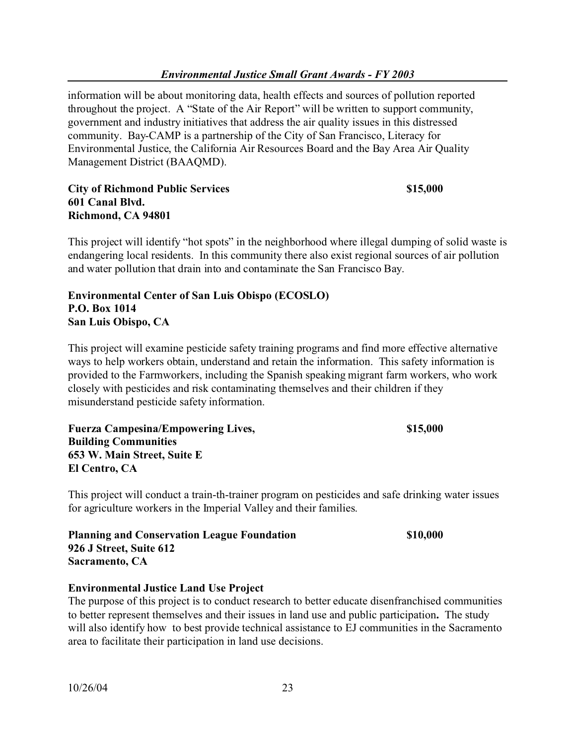information will be about monitoring data, health effects and sources of pollution reported throughout the project. A "State of the Air Report" will be written to support community, government and industry initiatives that address the air quality issues in this distressed community. Bay-CAMP is a partnership of the City of San Francisco, Literacy for Environmental Justice, the California Air Resources Board and the Bay Area Air Quality Management District (BAAQMD).

**City of Richmond Public Services** **$15,000**
**601 Canal Blvd.**
**Richmond, CA 94801**

This project will identify "hot spots" in the neighborhood where illegal dumping of solid waste is endangering local residents. In this community there also exist regional sources of air pollution and water pollution that drain into and contaminate the San Francisco Bay.

**Environmental Center of San Luis Obispo (ECOSLO)**
**P.O. Box 1014**
**San Luis Obispo, CA**

This project will examine pesticide safety training programs and find more effective alternative ways to help workers obtain, understand and retain the information. This safety information is provided to the Farmworkers, including the Spanish speaking migrant farm workers, who work closely with pesticides and risk contaminating themselves and their children if they misunderstand pesticide safety information.

**Fuerza Campesina/Empowering Lives,** **$15,000**
**Building Communities**
**653 W. Main Street, Suite E**
**El Centro, CA**

This project will conduct a train-th-trainer program on pesticides and safe drinking water issues for agriculture workers in the Imperial Valley and their families.

**Planning and Conservation League Foundation** **$10,000**
**926 J Street, Suite 612**
**Sacramento, CA**

**Environmental Justice Land Use Project**
The purpose of this project is to conduct research to better educate disenfranchised communities to better represent themselves and their issues in land use and public participation**.** The study will also identify how to best provide technical assistance to EJ communities in the Sacramento area to facilitate their participation in land use decisions.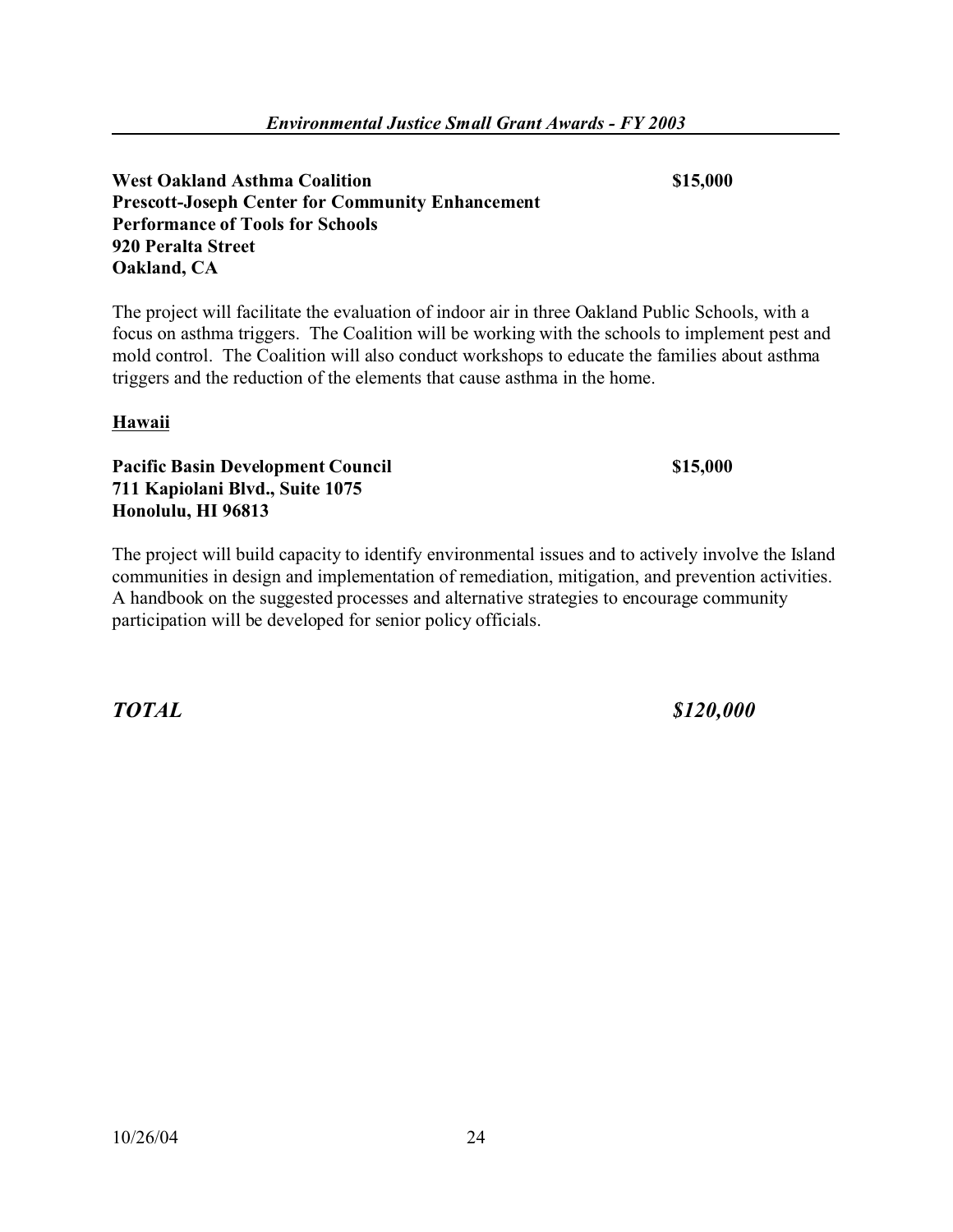**West Oakland Asthma Coalition** **$15,000**
**Prescott-Joseph Center for Community Enhancement**
**Performance of Tools for Schools**
**920 Peralta Street**
**Oakland, CA**

The project will facilitate the evaluation of indoor air in three Oakland Public Schools, with a focus on asthma triggers. The Coalition will be working with the schools to implement pest and mold control. The Coalition will also conduct workshops to educate the families about asthma triggers and the reduction of the elements that cause asthma in the home.

**Hawaii**

**Pacific Basin Development Council** **$15,000**
**711 Kapiolani Blvd., Suite 1075**
**Honolulu, HI 96813**

The project will build capacity to identify environmental issues and to actively involve the Island communities in design and implementation of remediation, mitigation, and prevention activities. A handbook on the suggested processes and alternative strategies to encourage community participation will be developed for senior policy officials.

***TOTAL*** ***$120,000***

10/26/04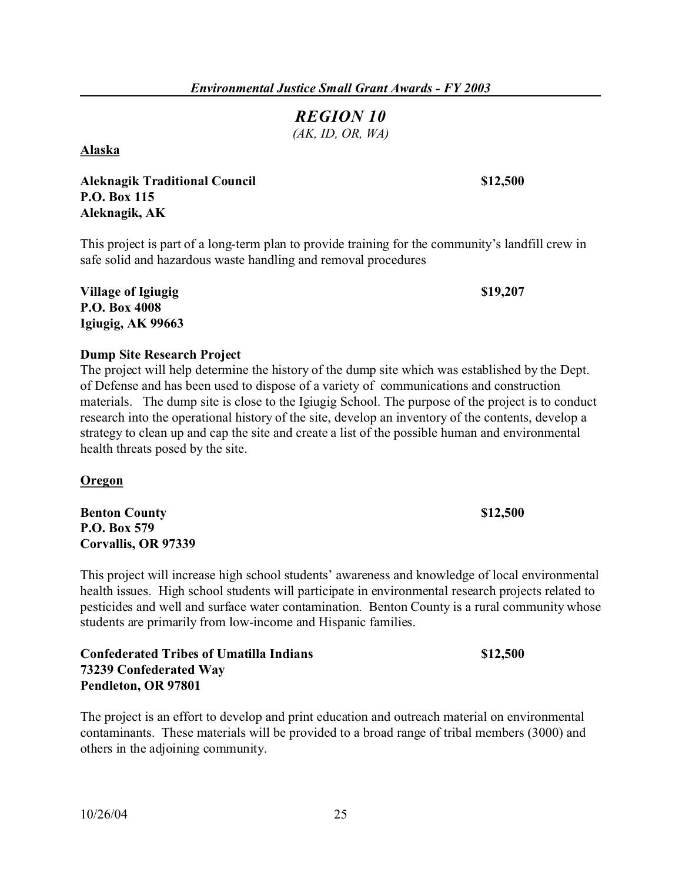# *REGION 10*

*(AK, ID, OR, WA)*

**Alaska**

**Aleknagik Traditional Council** **$12,500**
**P.O. Box 115**
**Aleknagik, AK**

This project is part of a long-term plan to provide training for the community's landfill crew in safe solid and hazardous waste handling and removal procedures

**Village of Igiugig** **$19,207**
**P.O. Box 4008**
**Igiugig, AK 99663**

**Dump Site Research Project**
The project will help determine the history of the dump site which was established by the Dept. of Defense and has been used to dispose of a variety of communications and construction materials. The dump site is close to the Igiugig School. The purpose of the project is to conduct research into the operational history of the site, develop an inventory of the contents, develop a strategy to clean up and cap the site and create a list of the possible human and environmental health threats posed by the site.

**Oregon**

**Benton County** **$12,500**
**P.O. Box 579**
**Corvallis, OR 97339**

This project will increase high school students' awareness and knowledge of local environmental health issues. High school students will participate in environmental research projects related to pesticides and well and surface water contamination. Benton County is a rural community whose students are primarily from low-income and Hispanic families.

**Confederated Tribes of Umatilla Indians** **$12,500**
**73239 Confederated Way**
**Pendleton, OR 97801**

The project is an effort to develop and print education and outreach material on environmental contaminants. These materials will be provided to a broad range of tribal members (3000) and others in the adjoining community.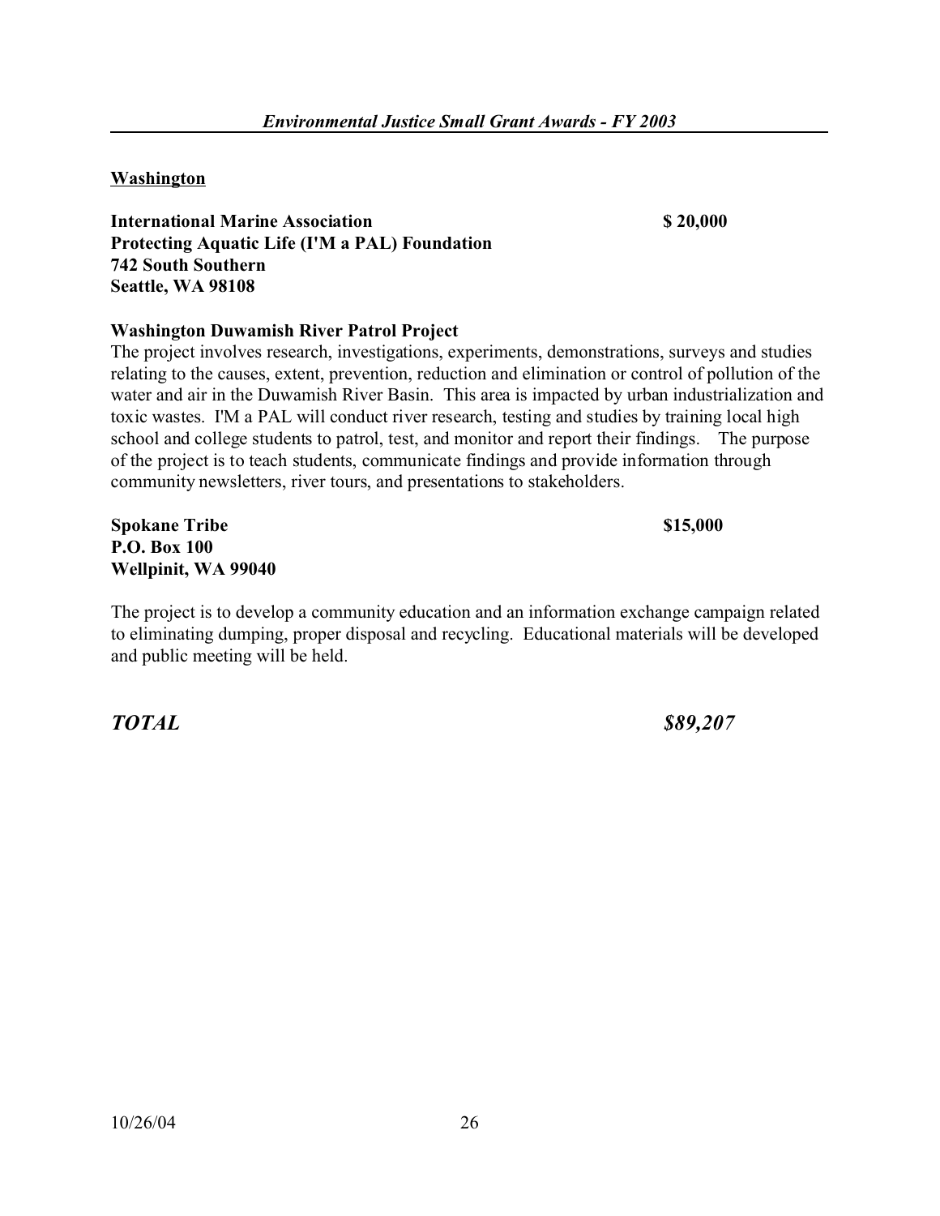## Washington

**International Marine Association** **$ 20,000**
**Protecting Aquatic Life (I'M a PAL) Foundation**
**742 South Southern**
**Seattle, WA 98108**

**Washington Duwamish River Patrol Project**
The project involves research, investigations, experiments, demonstrations, surveys and studies relating to the causes, extent, prevention, reduction and elimination or control of pollution of the water and air in the Duwamish River Basin. This area is impacted by urban industrialization and toxic wastes. I'M a PAL will conduct river research, testing and studies by training local high school and college students to patrol, test, and monitor and report their findings. The purpose of the project is to teach students, communicate findings and provide information through community newsletters, river tours, and presentations to stakeholders.

**Spokane Tribe** **$15,000**
**P.O. Box 100**
**Wellpinit, WA 99040**

The project is to develop a community education and an information exchange campaign related to eliminating dumping, proper disposal and recycling. Educational materials will be developed and public meeting will be held.

***TOTAL*** ***$89,207***